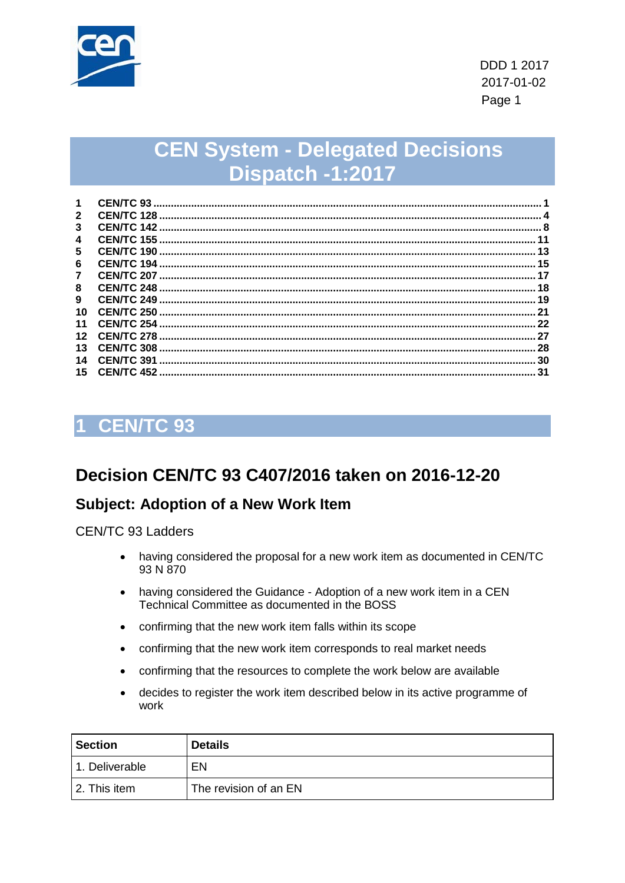DDD 1 2017
2017-01-02

# CEN System - Delegated Decisions Dispatch -1:2017

1 CEN/TC 93 .......... 1
2 CEN/TC 128 .......... 4
3 CEN/TC 142 .......... 8
4 CEN/TC 155 .......... 11
5 CEN/TC 190 .......... 13
6 CEN/TC 194 .......... 15
7 CEN/TC 207 .......... 17
8 CEN/TC 248 .......... 18
9 CEN/TC 249 .......... 19
10 CEN/TC 250 .......... 21
11 CEN/TC 254 .......... 22
12 CEN/TC 278 .......... 27
13 CEN/TC 308 .......... 28
14 CEN/TC 391 .......... 30
15 CEN/TC 452 .......... 31

## 1 CEN/TC 93

## Decision CEN/TC 93 C407/2016 taken on 2016-12-20

### Subject: Adoption of a New Work Item

CEN/TC 93 Ladders

- having considered the proposal for a new work item as documented in CEN/TC 93 N 870
- having considered the Guidance - Adoption of a new work item in a CEN Technical Committee as documented in the BOSS
- confirming that the new work item falls within its scope
- confirming that the new work item corresponds to real market needs
- confirming that the resources to complete the work below are available
- decides to register the work item described below in its active programme of work

| Section | Details |
|---|---|
| 1. Deliverable | EN |
| 2. This item | The revision of an EN |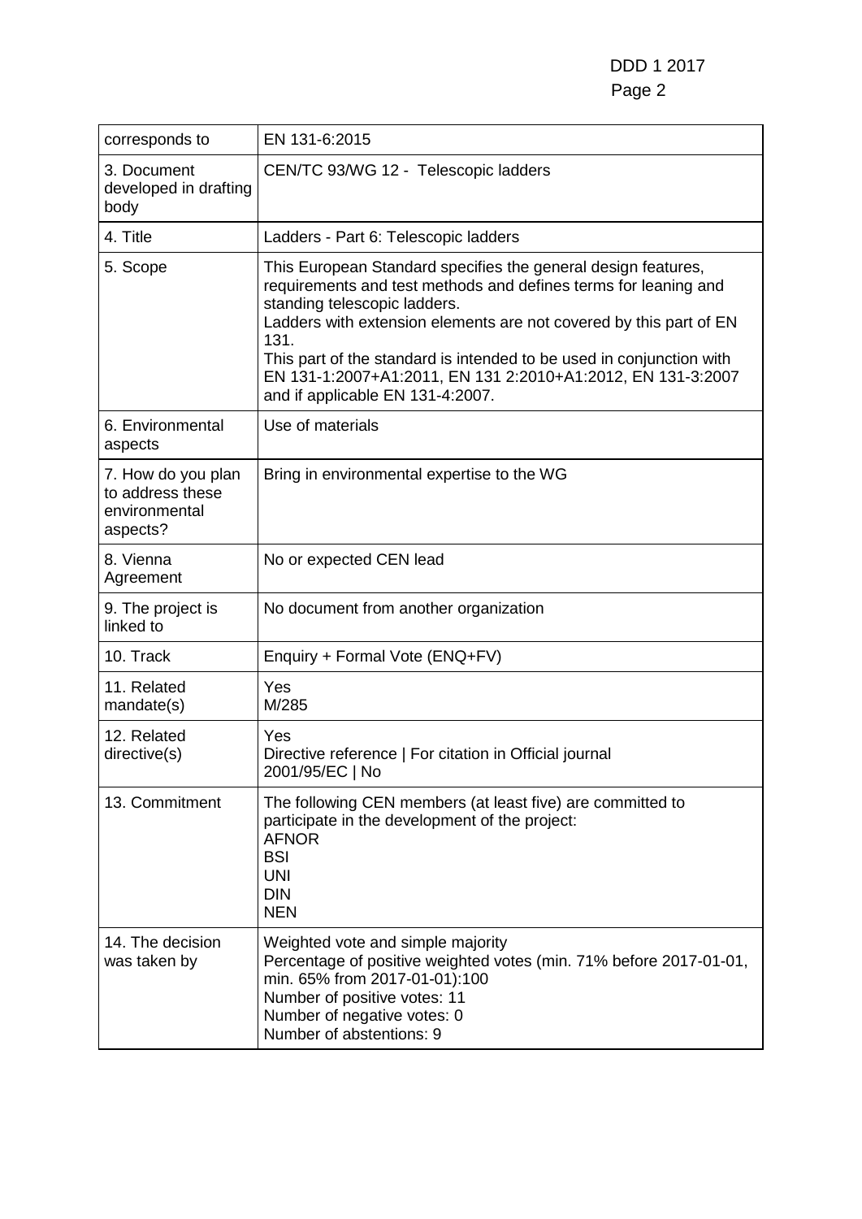| corresponds to | EN 131-6:2015 |
|---|---|
| 3. Document developed in drafting body | CEN/TC 93/WG 12 - Telescopic ladders |
| 4. Title | Ladders - Part 6: Telescopic ladders |
| 5. Scope | This European Standard specifies the general design features, requirements and test methods and defines terms for leaning and standing telescopic ladders.<br>Ladders with extension elements are not covered by this part of EN 131.<br>This part of the standard is intended to be used in conjunction with EN 131-1:2007+A1:2011, EN 131 2:2010+A1:2012, EN 131-3:2007 and if applicable EN 131-4:2007. |
| 6. Environmental aspects | Use of materials |
| 7. How do you plan to address these environmental aspects? | Bring in environmental expertise to the WG |
| 8. Vienna Agreement | No or expected CEN lead |
| 9. The project is linked to | No document from another organization |
| 10. Track | Enquiry + Formal Vote (ENQ+FV) |
| 11. Related mandate(s) | Yes<br>M/285 |
| 12. Related directive(s) | Yes<br>Directive reference \| For citation in Official journal<br>2001/95/EC \| No |
| 13. Commitment | The following CEN members (at least five) are committed to participate in the development of the project:<br>AFNOR<br>BSI<br>UNI<br>DIN<br>NEN |
| 14. The decision was taken by | Weighted vote and simple majority<br>Percentage of positive weighted votes (min. 71% before 2017-01-01, min. 65% from 2017-01-01):100<br>Number of positive votes: 11<br>Number of negative votes: 0<br>Number of abstentions: 9 |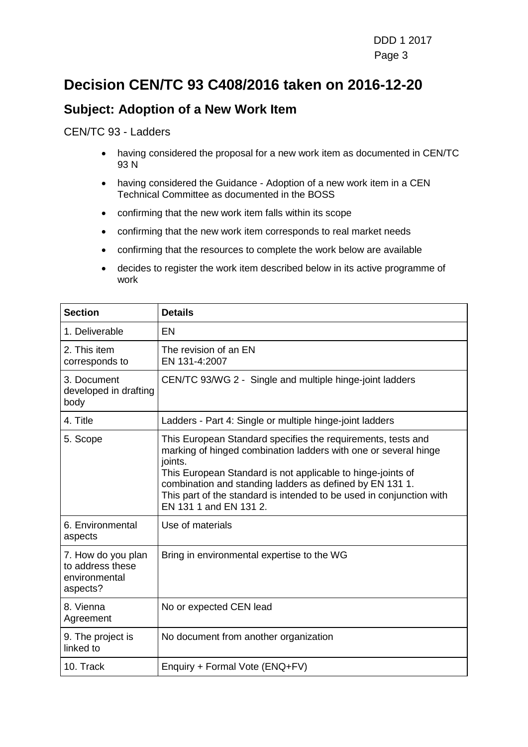# Decision CEN/TC 93 C408/2016 taken on 2016-12-20

## Subject: Adoption of a New Work Item

CEN/TC 93 - Ladders

- having considered the proposal for a new work item as documented in CEN/TC 93 N
- having considered the Guidance - Adoption of a new work item in a CEN Technical Committee as documented in the BOSS
- confirming that the new work item falls within its scope
- confirming that the new work item corresponds to real market needs
- confirming that the resources to complete the work below are available
- decides to register the work item described below in its active programme of work

| Section | Details |
| --- | --- |
| 1. Deliverable | EN |
| 2. This item corresponds to | The revision of an EN<br>EN 131-4:2007 |
| 3. Document developed in drafting body | CEN/TC 93/WG 2 - Single and multiple hinge-joint ladders |
| 4. Title | Ladders - Part 4: Single or multiple hinge-joint ladders |
| 5. Scope | This European Standard specifies the requirements, tests and marking of hinged combination ladders with one or several hinge joints.<br>This European Standard is not applicable to hinge-joints of combination and standing ladders as defined by EN 131 1.<br>This part of the standard is intended to be used in conjunction with EN 131 1 and EN 131 2. |
| 6. Environmental aspects | Use of materials |
| 7. How do you plan to address these environmental aspects? | Bring in environmental expertise to the WG |
| 8. Vienna Agreement | No or expected CEN lead |
| 9. The project is linked to | No document from another organization |
| 10. Track | Enquiry + Formal Vote (ENQ+FV) |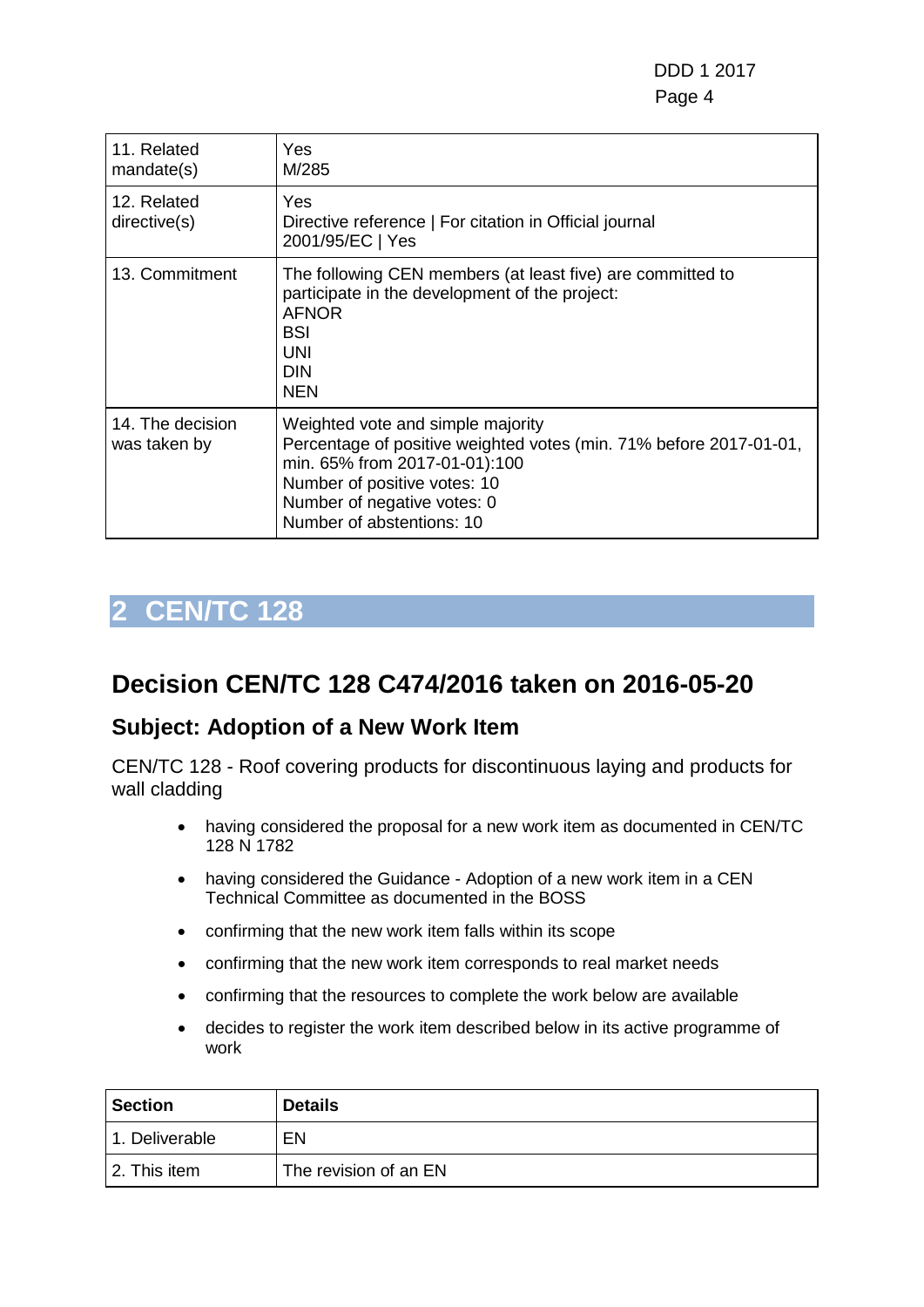| 11. Related mandate(s) | Yes<br>M/285 |
|---|---|
| 12. Related directive(s) | Yes<br>Directive reference \| For citation in Official journal<br>2001/95/EC \| Yes |
| 13. Commitment | The following CEN members (at least five) are committed to participate in the development of the project:<br>AFNOR<br>BSI<br>UNI<br>DIN<br>NEN |
| 14. The decision was taken by | Weighted vote and simple majority<br>Percentage of positive weighted votes (min. 71% before 2017-01-01, min. 65% from 2017-01-01):100<br>Number of positive votes: 10<br>Number of negative votes: 0<br>Number of abstentions: 10 |

# 2 CEN/TC 128

## Decision CEN/TC 128 C474/2016 taken on 2016-05-20

### Subject: Adoption of a New Work Item

CEN/TC 128 - Roof covering products for discontinuous laying and products for wall cladding

- having considered the proposal for a new work item as documented in CEN/TC 128 N 1782
- having considered the Guidance - Adoption of a new work item in a CEN Technical Committee as documented in the BOSS
- confirming that the new work item falls within its scope
- confirming that the new work item corresponds to real market needs
- confirming that the resources to complete the work below are available
- decides to register the work item described below in its active programme of work

| Section | Details |
|---|---|
| 1. Deliverable | EN |
| 2. This item | The revision of an EN |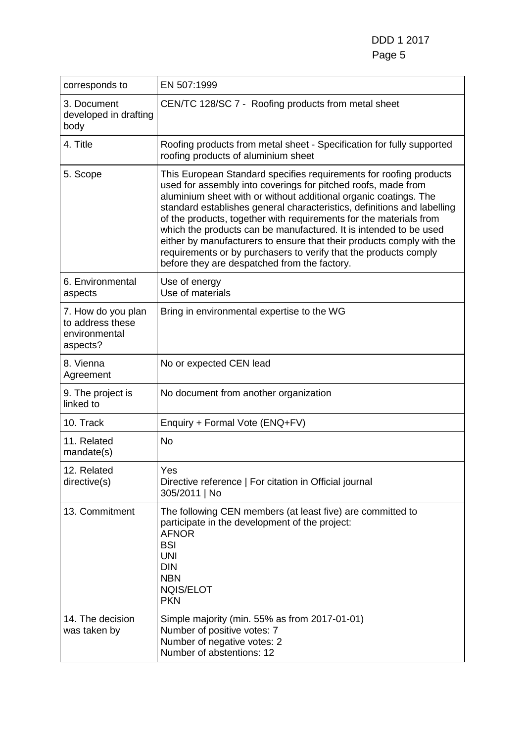| corresponds to | EN 507:1999 |
|---|---|
| 3. Document developed in drafting body | CEN/TC 128/SC 7 - Roofing products from metal sheet |
| 4. Title | Roofing products from metal sheet - Specification for fully supported roofing products of aluminium sheet |
| 5. Scope | This European Standard specifies requirements for roofing products used for assembly into coverings for pitched roofs, made from aluminium sheet with or without additional organic coatings. The standard establishes general characteristics, definitions and labelling of the products, together with requirements for the materials from which the products can be manufactured. It is intended to be used either by manufacturers to ensure that their products comply with the requirements or by purchasers to verify that the products comply before they are despatched from the factory. |
| 6. Environmental aspects | Use of energy<br>Use of materials |
| 7. How do you plan to address these environmental aspects? | Bring in environmental expertise to the WG |
| 8. Vienna Agreement | No or expected CEN lead |
| 9. The project is linked to | No document from another organization |
| 10. Track | Enquiry + Formal Vote (ENQ+FV) |
| 11. Related mandate(s) | No |
| 12. Related directive(s) | Yes<br>Directive reference \| For citation in Official journal<br>305/2011 \| No |
| 13. Commitment | The following CEN members (at least five) are committed to participate in the development of the project:<br>AFNOR<br>BSI<br>UNI<br>DIN<br>NBN<br>NQIS/ELOT<br>PKN |
| 14. The decision was taken by | Simple majority (min. 55% as from 2017-01-01)<br>Number of positive votes: 7<br>Number of negative votes: 2<br>Number of abstentions: 12 |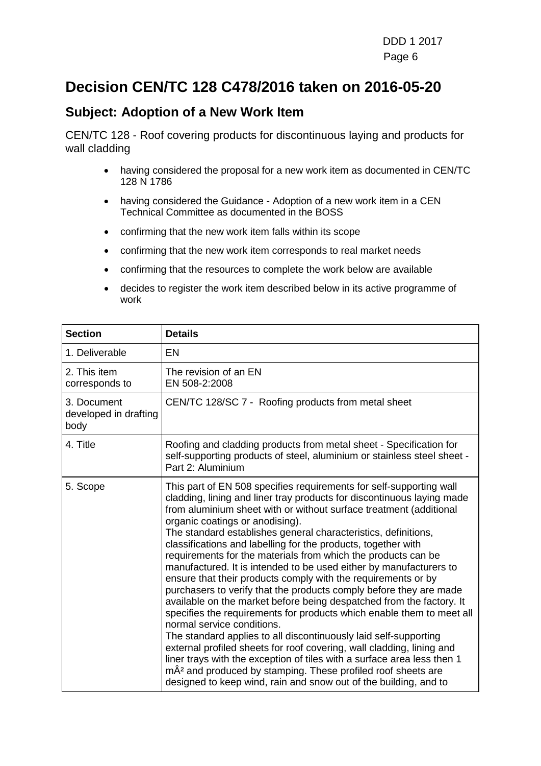# Decision CEN/TC 128 C478/2016 taken on 2016-05-20

## Subject: Adoption of a New Work Item

CEN/TC 128 - Roof covering products for discontinuous laying and products for wall cladding

- having considered the proposal for a new work item as documented in CEN/TC 128 N 1786
- having considered the Guidance - Adoption of a new work item in a CEN Technical Committee as documented in the BOSS
- confirming that the new work item falls within its scope
- confirming that the new work item corresponds to real market needs
- confirming that the resources to complete the work below are available
- decides to register the work item described below in its active programme of work

| Section | Details |
| --- | --- |
| 1. Deliverable | EN |
| 2. This item corresponds to | The revision of an EN<br>EN 508-2:2008 |
| 3. Document developed in drafting body | CEN/TC 128/SC 7 - Roofing products from metal sheet |
| 4. Title | Roofing and cladding products from metal sheet - Specification for self-supporting products of steel, aluminium or stainless steel sheet - Part 2: Aluminium |
| 5. Scope | This part of EN 508 specifies requirements for self-supporting wall cladding, lining and liner tray products for discontinuous laying made from aluminium sheet with or without surface treatment (additional organic coatings or anodising).<br>The standard establishes general characteristics, definitions, classifications and labelling for the products, together with requirements for the materials from which the products can be manufactured. It is intended to be used either by manufacturers to ensure that their products comply with the requirements or by purchasers to verify that the products comply before they are made available on the market before being despatched from the factory. It specifies the requirements for products which enable them to meet all normal service conditions.<br>The standard applies to all discontinuously laid self-supporting external profiled sheets for roof covering, wall cladding, lining and liner trays with the exception of tiles with a surface area less then 1 mÂ² and produced by stamping. These profiled roof sheets are designed to keep wind, rain and snow out of the building, and to |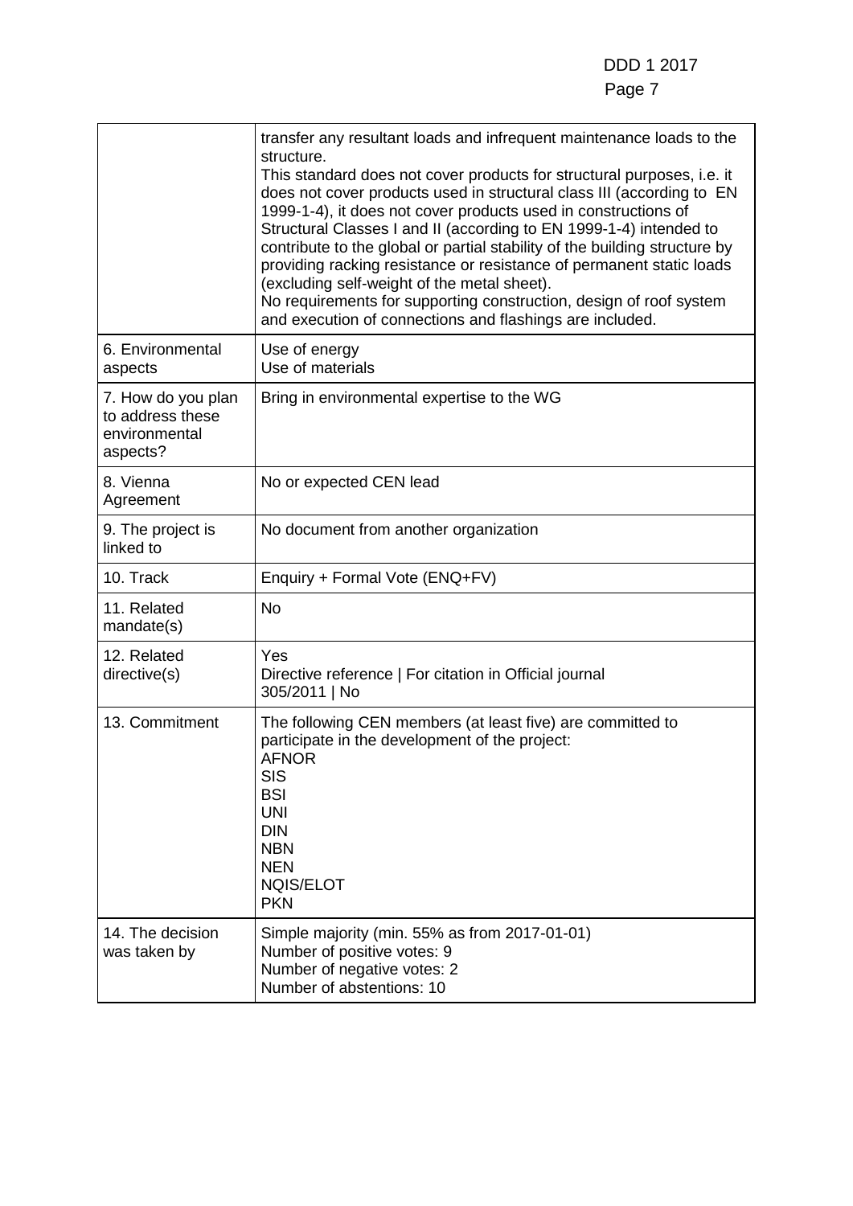|  |  |
|---|---|
|  | transfer any resultant loads and infrequent maintenance loads to the structure.<br>This standard does not cover products for structural purposes, i.e. it does not cover products used in structural class III (according to EN 1999-1-4), it does not cover products used in constructions of Structural Classes I and II (according to EN 1999-1-4) intended to contribute to the global or partial stability of the building structure by providing racking resistance or resistance of permanent static loads (excluding self-weight of the metal sheet).<br>No requirements for supporting construction, design of roof system and execution of connections and flashings are included. |
| 6. Environmental aspects | Use of energy<br>Use of materials |
| 7. How do you plan to address these environmental aspects? | Bring in environmental expertise to the WG |
| 8. Vienna Agreement | No or expected CEN lead |
| 9. The project is linked to | No document from another organization |
| 10. Track | Enquiry + Formal Vote (ENQ+FV) |
| 11. Related mandate(s) | No |
| 12. Related directive(s) | Yes<br>Directive reference \| For citation in Official journal<br>305/2011 \| No |
| 13. Commitment | The following CEN members (at least five) are committed to participate in the development of the project:<br>AFNOR<br>SIS<br>BSI<br>UNI<br>DIN<br>NBN<br>NEN<br>NQIS/ELOT<br>PKN |
| 14. The decision was taken by | Simple majority (min. 55% as from 2017-01-01)<br>Number of positive votes: 9<br>Number of negative votes: 2<br>Number of abstentions: 10 |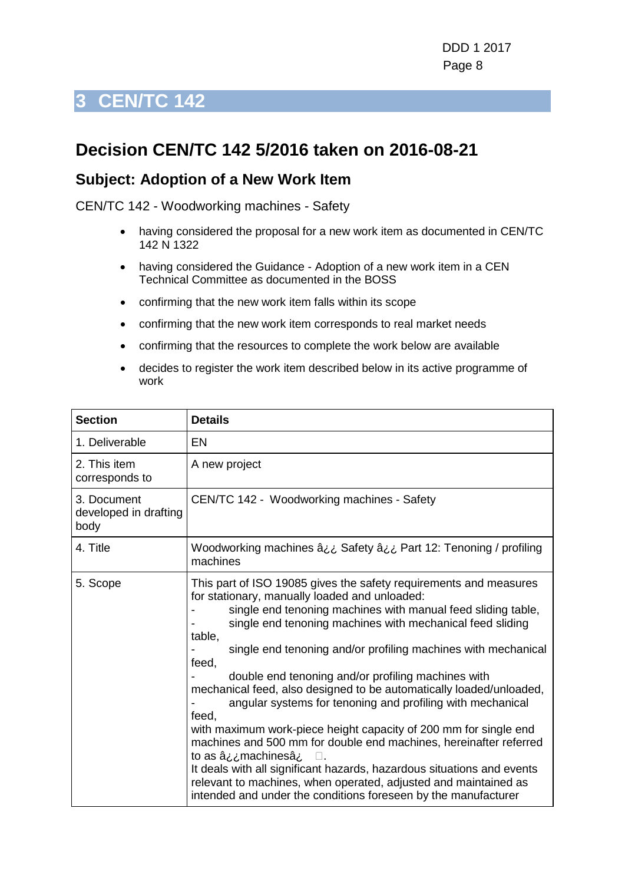# 3 CEN/TC 142

## Decision CEN/TC 142 5/2016 taken on 2016-08-21

### Subject: Adoption of a New Work Item

CEN/TC 142 - Woodworking machines - Safety

- having considered the proposal for a new work item as documented in CEN/TC 142 N 1322
- having considered the Guidance - Adoption of a new work item in a CEN Technical Committee as documented in the BOSS
- confirming that the new work item falls within its scope
- confirming that the new work item corresponds to real market needs
- confirming that the resources to complete the work below are available
- decides to register the work item described below in its active programme of work

| Section | Details |
|---|---|
| 1. Deliverable | EN |
| 2. This item corresponds to | A new project |
| 3. Document developed in drafting body | CEN/TC 142 - Woodworking machines - Safety |
| 4. Title | Woodworking machines â¿¿ Safety â¿¿ Part 12: Tenoning / profiling machines |
| 5. Scope | This part of ISO 19085 gives the safety requirements and measures for stationary, manually loaded and unloaded:<br>- single end tenoning machines with manual feed sliding table,<br>- single end tenoning machines with mechanical feed sliding table,<br>- single end tenoning and/or profiling machines with mechanical feed,<br>- double end tenoning and/or profiling machines with mechanical feed, also designed to be automatically loaded/unloaded,<br>- angular systems for tenoning and profiling with mechanical feed,<br>with maximum work-piece height capacity of 200 mm for single end machines and 500 mm for double end machines, hereinafter referred to as â¿¿machinesâ¿ .<br>It deals with all significant hazards, hazardous situations and events relevant to machines, when operated, adjusted and maintained as intended and under the conditions foreseen by the manufacturer |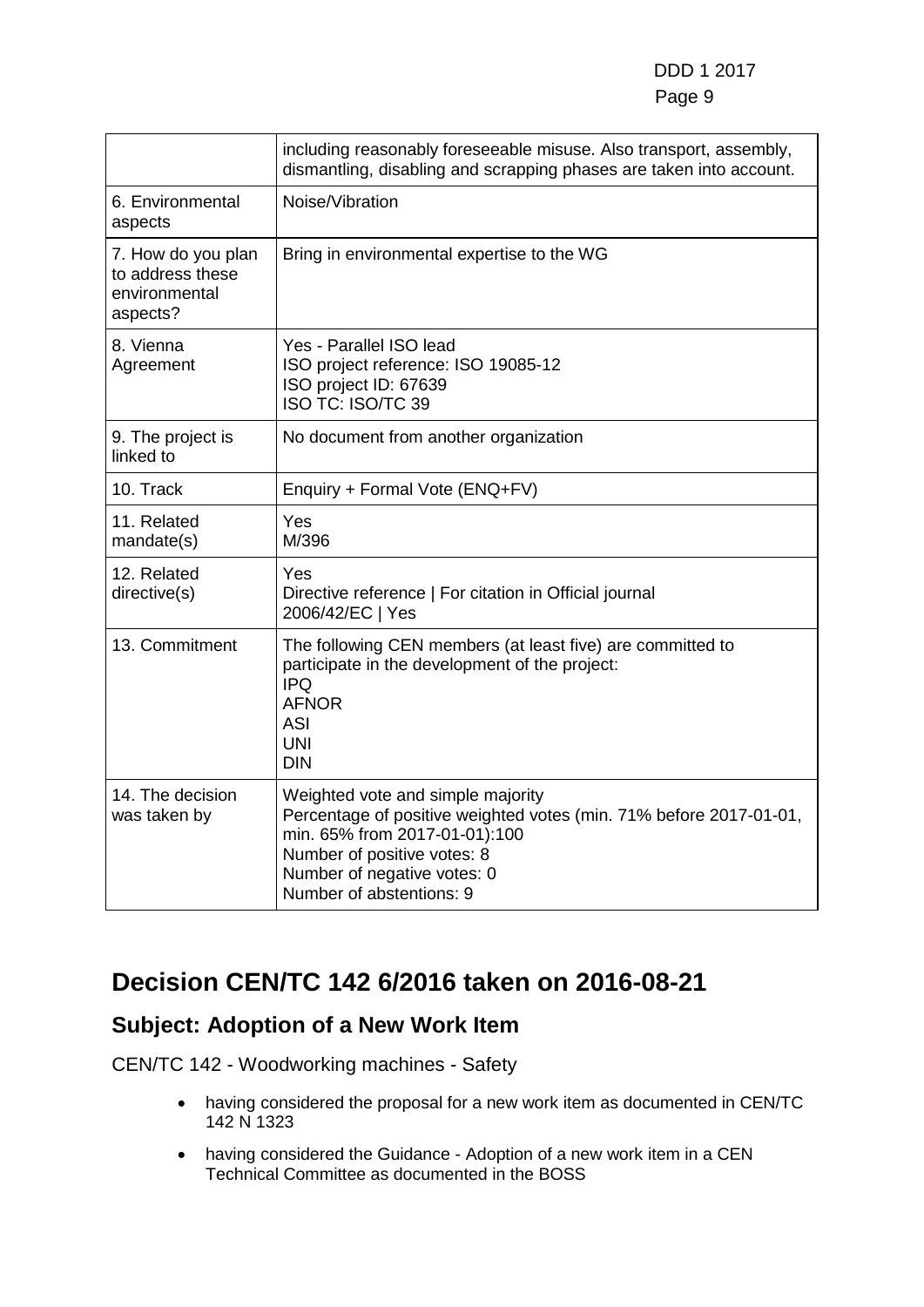| | |
|---|---|
| | including reasonably foreseeable misuse. Also transport, assembly, dismantling, disabling and scrapping phases are taken into account. |
| 6. Environmental aspects | Noise/Vibration |
| 7. How do you plan to address these environmental aspects? | Bring in environmental expertise to the WG |
| 8. Vienna Agreement | Yes - Parallel ISO lead<br>ISO project reference: ISO 19085-12<br>ISO project ID: 67639<br>ISO TC: ISO/TC 39 |
| 9. The project is linked to | No document from another organization |
| 10. Track | Enquiry + Formal Vote (ENQ+FV) |
| 11. Related mandate(s) | Yes<br>M/396 |
| 12. Related directive(s) | Yes<br>Directive reference \| For citation in Official journal<br>2006/42/EC \| Yes |
| 13. Commitment | The following CEN members (at least five) are committed to participate in the development of the project:<br>IPQ<br>AFNOR<br>ASI<br>UNI<br>DIN |
| 14. The decision was taken by | Weighted vote and simple majority<br>Percentage of positive weighted votes (min. 71% before 2017-01-01, min. 65% from 2017-01-01):100<br>Number of positive votes: 8<br>Number of negative votes: 0<br>Number of abstentions: 9 |

# Decision CEN/TC 142 6/2016 taken on 2016-08-21

## Subject: Adoption of a New Work Item

CEN/TC 142 - Woodworking machines - Safety

- having considered the proposal for a new work item as documented in CEN/TC 142 N 1323
- having considered the Guidance - Adoption of a new work item in a CEN Technical Committee as documented in the BOSS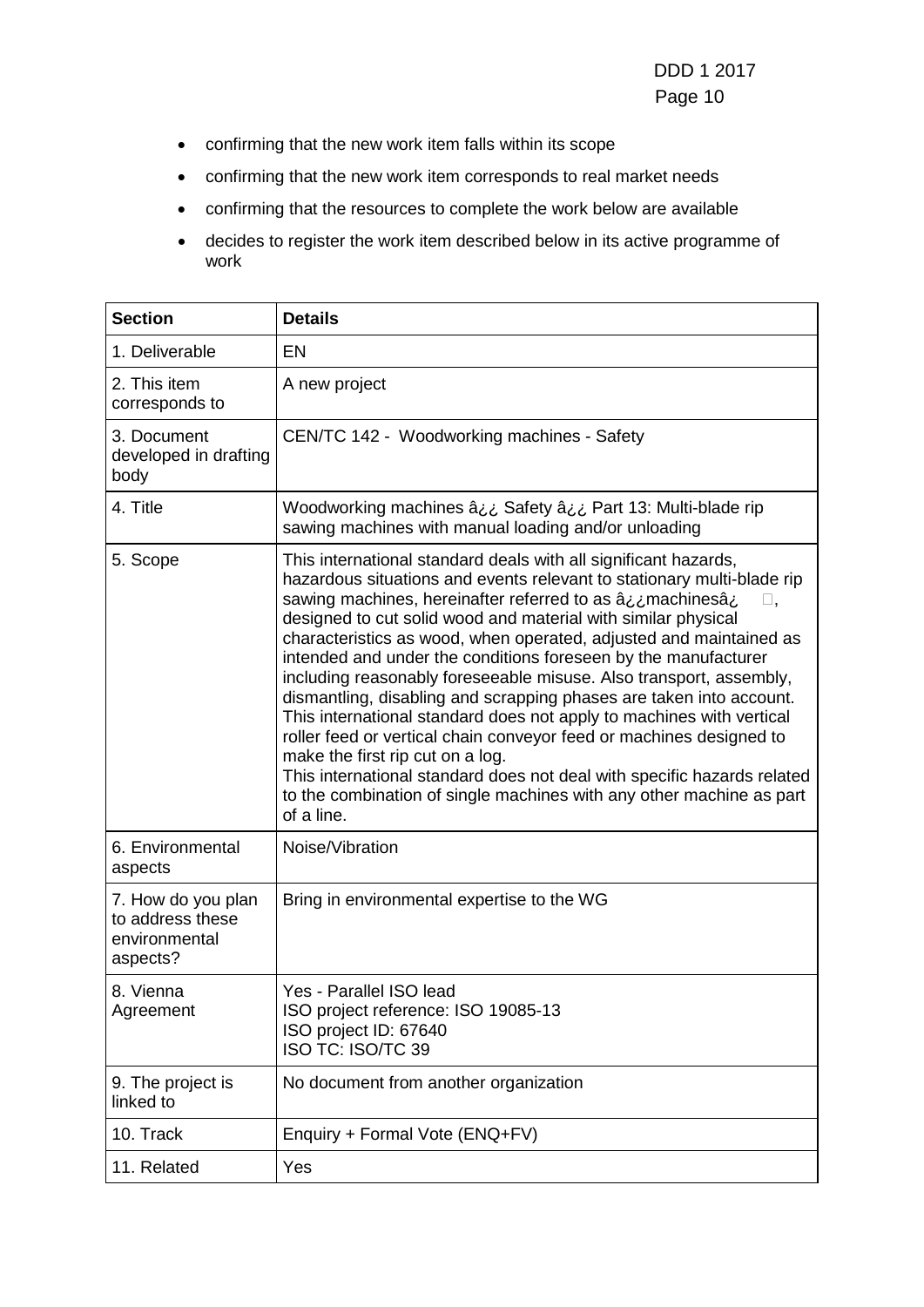- confirming that the new work item falls within its scope
- confirming that the new work item corresponds to real market needs
- confirming that the resources to complete the work below are available
- decides to register the work item described below in its active programme of work

| Section | Details |
|---|---|
| 1. Deliverable | EN |
| 2. This item corresponds to | A new project |
| 3. Document developed in drafting body | CEN/TC 142 - Woodworking machines - Safety |
| 4. Title | Woodworking machines â¿¿ Safety â¿¿ Part 13: Multi-blade rip sawing machines with manual loading and/or unloading |
| 5. Scope | This international standard deals with all significant hazards, hazardous situations and events relevant to stationary multi-blade rip sawing machines, hereinafter referred to as â¿¿machinesâ¿ , designed to cut solid wood and material with similar physical characteristics as wood, when operated, adjusted and maintained as intended and under the conditions foreseen by the manufacturer including reasonably foreseeable misuse. Also transport, assembly, dismantling, disabling and scrapping phases are taken into account. This international standard does not apply to machines with vertical roller feed or vertical chain conveyor feed or machines designed to make the first rip cut on a log. This international standard does not deal with specific hazards related to the combination of single machines with any other machine as part of a line. |
| 6. Environmental aspects | Noise/Vibration |
| 7. How do you plan to address these environmental aspects? | Bring in environmental expertise to the WG |
| 8. Vienna Agreement | Yes - Parallel ISO lead<br>ISO project reference: ISO 19085-13<br>ISO project ID: 67640<br>ISO TC: ISO/TC 39 |
| 9. The project is linked to | No document from another organization |
| 10. Track | Enquiry + Formal Vote (ENQ+FV) |
| 11. Related | Yes |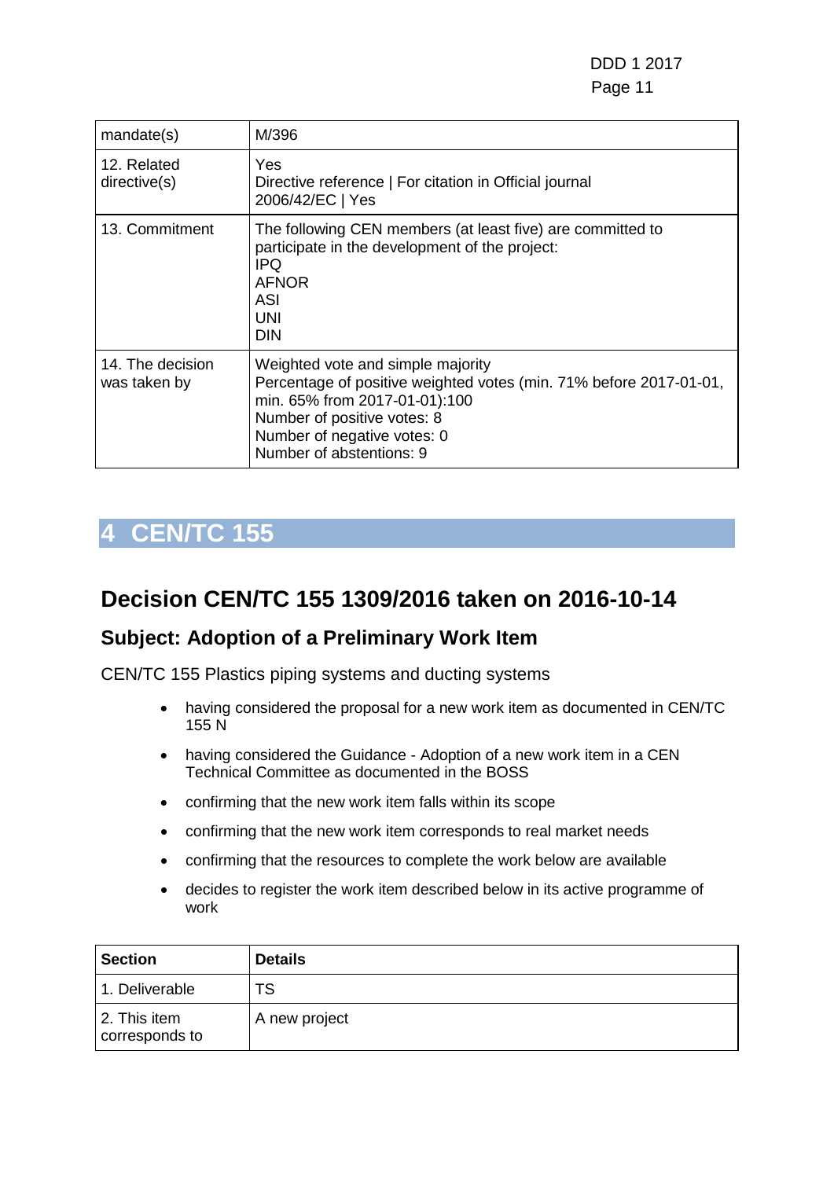| | |
|---|---|
| mandate(s) | M/396 |
| 12. Related directive(s) | Yes<br>Directive reference \| For citation in Official journal<br>2006/42/EC \| Yes |
| 13. Commitment | The following CEN members (at least five) are committed to participate in the development of the project:<br>IPQ<br>AFNOR<br>ASI<br>UNI<br>DIN |
| 14. The decision was taken by | Weighted vote and simple majority<br>Percentage of positive weighted votes (min. 71% before 2017-01-01, min. 65% from 2017-01-01):100<br>Number of positive votes: 8<br>Number of negative votes: 0<br>Number of abstentions: 9 |

# 4 CEN/TC 155

## Decision CEN/TC 155 1309/2016 taken on 2016-10-14

### Subject: Adoption of a Preliminary Work Item

CEN/TC 155 Plastics piping systems and ducting systems

- having considered the proposal for a new work item as documented in CEN/TC 155 N
- having considered the Guidance - Adoption of a new work item in a CEN Technical Committee as documented in the BOSS
- confirming that the new work item falls within its scope
- confirming that the new work item corresponds to real market needs
- confirming that the resources to complete the work below are available
- decides to register the work item described below in its active programme of work

| Section | Details |
|---|---|
| 1. Deliverable | TS |
| 2. This item corresponds to | A new project |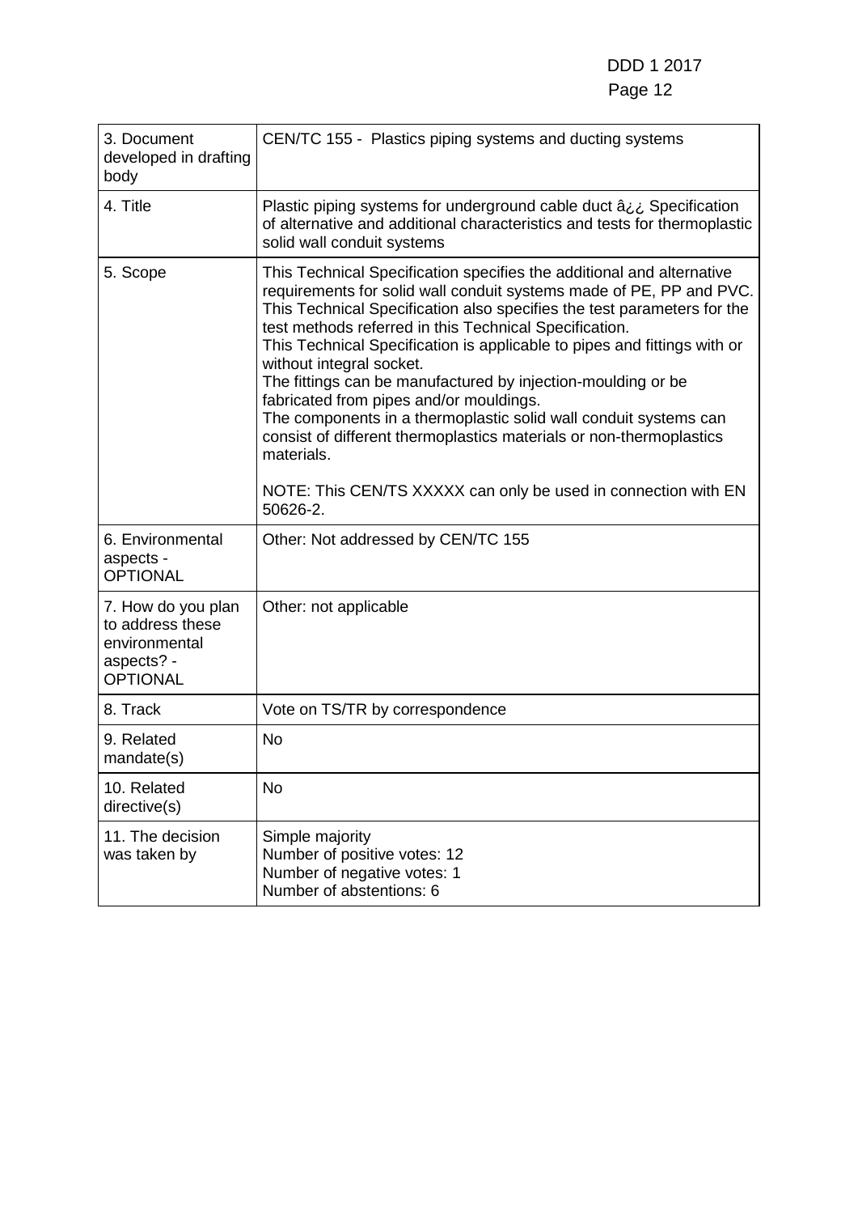| 3. Document developed in drafting body | CEN/TC 155 - Plastics piping systems and ducting systems |
|---|---|
| 4. Title | Plastic piping systems for underground cable duct â¿¿ Specification of alternative and additional characteristics and tests for thermoplastic solid wall conduit systems |
| 5. Scope | This Technical Specification specifies the additional and alternative requirements for solid wall conduit systems made of PE, PP and PVC. This Technical Specification also specifies the test parameters for the test methods referred in this Technical Specification.<br>This Technical Specification is applicable to pipes and fittings with or without integral socket.<br>The fittings can be manufactured by injection-moulding or be fabricated from pipes and/or mouldings.<br>The components in a thermoplastic solid wall conduit systems can consist of different thermoplastics materials or non-thermoplastics materials.<br><br>NOTE: This CEN/TS XXXXX can only be used in connection with EN 50626-2. |
| 6. Environmental aspects - OPTIONAL | Other: Not addressed by CEN/TC 155 |
| 7. How do you plan to address these environmental aspects? - OPTIONAL | Other: not applicable |
| 8. Track | Vote on TS/TR by correspondence |
| 9. Related mandate(s) | No |
| 10. Related directive(s) | No |
| 11. The decision was taken by | Simple majority<br>Number of positive votes: 12<br>Number of negative votes: 1<br>Number of abstentions: 6 |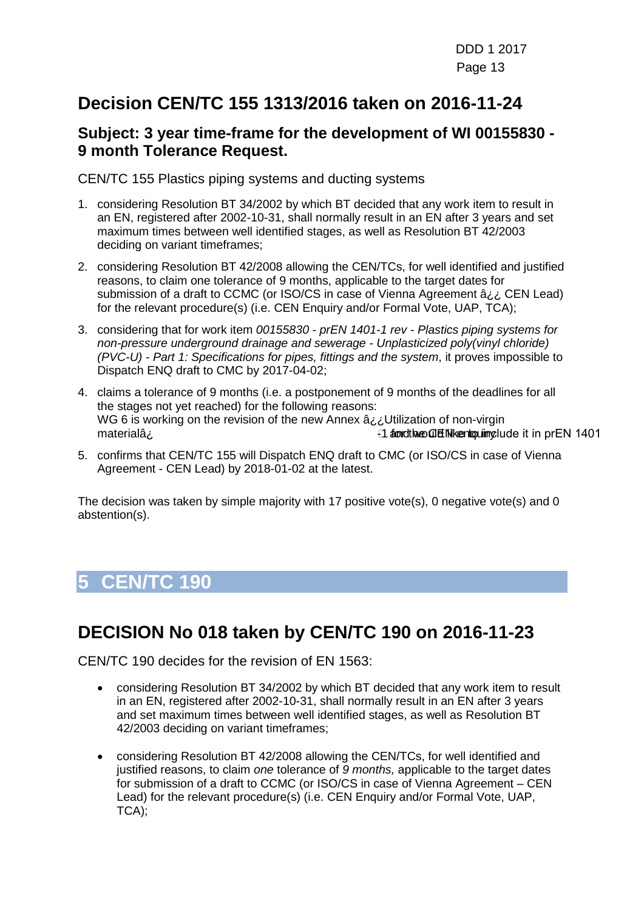# Decision CEN/TC 155 1313/2016 taken on 2016-11-24

## Subject: 3 year time-frame for the development of WI 00155830 - 9 month Tolerance Request.

CEN/TC 155 Plastics piping systems and ducting systems

1. considering Resolution BT 34/2002 by which BT decided that any work item to result in an EN, registered after 2002-10-31, shall normally result in an EN after 3 years and set maximum times between well identified stages, as well as Resolution BT 42/2003 deciding on variant timeframes;
2. considering Resolution BT 42/2008 allowing the CEN/TCs, for well identified and justified reasons, to claim one tolerance of 9 months, applicable to the target dates for submission of a draft to CCMC (or ISO/CS in case of Vienna Agreement â¿¿ CEN Lead) for the relevant procedure(s) (i.e. CEN Enquiry and/or Formal Vote, UAP, TCA);
3. considering that for work item *00155830 - prEN 1401-1 rev - Plastics piping systems for non-pressure underground drainage and sewerage - Unplasticized poly(vinyl chloride) (PVC-U) - Part 1: Specifications for pipes, fittings and the system*, it proves impossible to Dispatch ENQ draft to CMC by 2017-04-02;
4. claims a tolerance of 9 months (i.e. a postponement of 9 months of the deadlines for all the stages not yet reached) for the following reasons:
   WG 6 is working on the revision of the new Annex â¿¿Utilization of non-virgin materialâ¿ -1 and would like to include it in prEN 1401 for the CEN Enquiry
5. confirms that CEN/TC 155 will Dispatch ENQ draft to CMC (or ISO/CS in case of Vienna Agreement - CEN Lead) by 2018-01-02 at the latest.

The decision was taken by simple majority with 17 positive vote(s), 0 negative vote(s) and 0 abstention(s).

# 5 CEN/TC 190

# DECISION No 018 taken by CEN/TC 190 on 2016-11-23

CEN/TC 190 decides for the revision of EN 1563:

- considering Resolution BT 34/2002 by which BT decided that any work item to result in an EN, registered after 2002-10-31, shall normally result in an EN after 3 years and set maximum times between well identified stages, as well as Resolution BT 42/2003 deciding on variant timeframes;
- considering Resolution BT 42/2008 allowing the CEN/TCs, for well identified and justified reasons, to claim *one* tolerance of *9 months,* applicable to the target dates for submission of a draft to CCMC (or ISO/CS in case of Vienna Agreement – CEN Lead) for the relevant procedure(s) (i.e. CEN Enquiry and/or Formal Vote, UAP, TCA);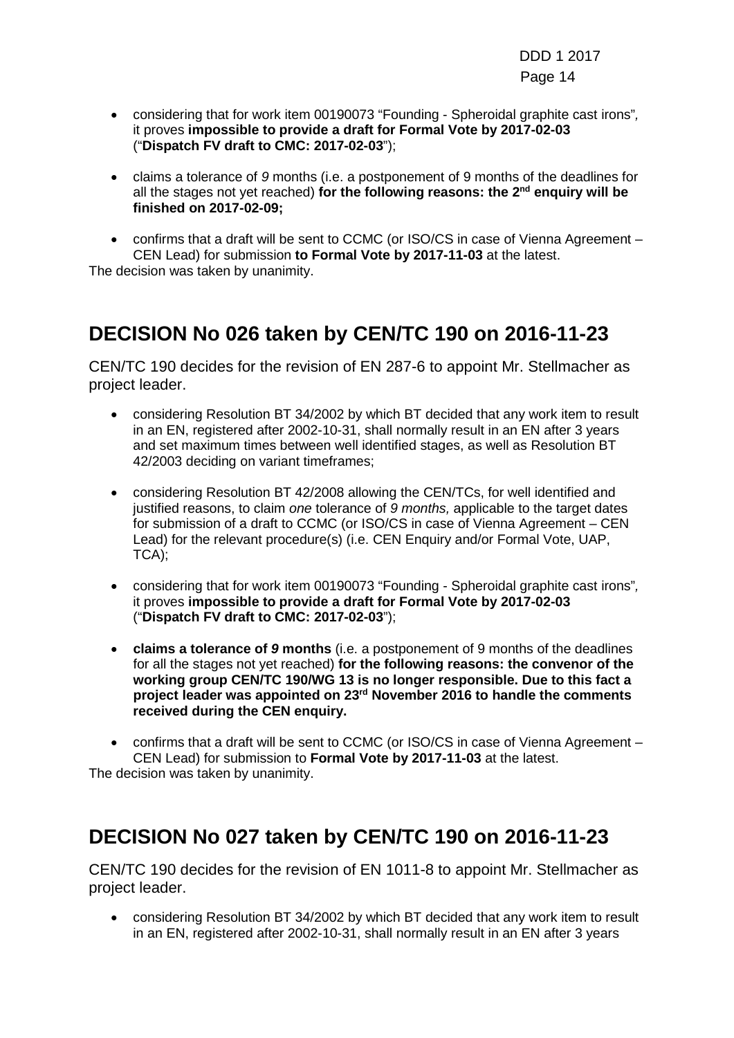- considering that for work item 00190073 “Founding - Spheroidal graphite cast irons”, it proves **impossible to provide a draft for Formal Vote by 2017-02-03** (“**Dispatch FV draft to CMC: 2017-02-03**”);

- claims a tolerance of *9* months (i.e. a postponement of 9 months of the deadlines for all the stages not yet reached) **for the following reasons: the 2nd enquiry will be finished on 2017-02-09;**

- confirms that a draft will be sent to CCMC (or ISO/CS in case of Vienna Agreement – CEN Lead) for submission **to Formal Vote by 2017-11-03** at the latest.

The decision was taken by unanimity.

## DECISION No 026 taken by CEN/TC 190 on 2016-11-23

CEN/TC 190 decides for the revision of EN 287-6 to appoint Mr. Stellmacher as project leader.

- considering Resolution BT 34/2002 by which BT decided that any work item to result in an EN, registered after 2002-10-31, shall normally result in an EN after 3 years and set maximum times between well identified stages, as well as Resolution BT 42/2003 deciding on variant timeframes;

- considering Resolution BT 42/2008 allowing the CEN/TCs, for well identified and justified reasons, to claim *one* tolerance of *9 months,* applicable to the target dates for submission of a draft to CCMC (or ISO/CS in case of Vienna Agreement – CEN Lead) for the relevant procedure(s) (i.e. CEN Enquiry and/or Formal Vote, UAP, TCA);

- considering that for work item 00190073 “Founding - Spheroidal graphite cast irons”, it proves **impossible to provide a draft for Formal Vote by 2017-02-03** (“**Dispatch FV draft to CMC: 2017-02-03**”);

- **claims a tolerance of *9* months** (i.e. a postponement of 9 months of the deadlines for all the stages not yet reached) **for the following reasons: the convenor of the working group CEN/TC 190/WG 13 is no longer responsible. Due to this fact a project leader was appointed on 23rd November 2016 to handle the comments received during the CEN enquiry.**

- confirms that a draft will be sent to CCMC (or ISO/CS in case of Vienna Agreement – CEN Lead) for submission to **Formal Vote by 2017-11-03** at the latest.

The decision was taken by unanimity.

## DECISION No 027 taken by CEN/TC 190 on 2016-11-23

CEN/TC 190 decides for the revision of EN 1011-8 to appoint Mr. Stellmacher as project leader.

- considering Resolution BT 34/2002 by which BT decided that any work item to result in an EN, registered after 2002-10-31, shall normally result in an EN after 3 years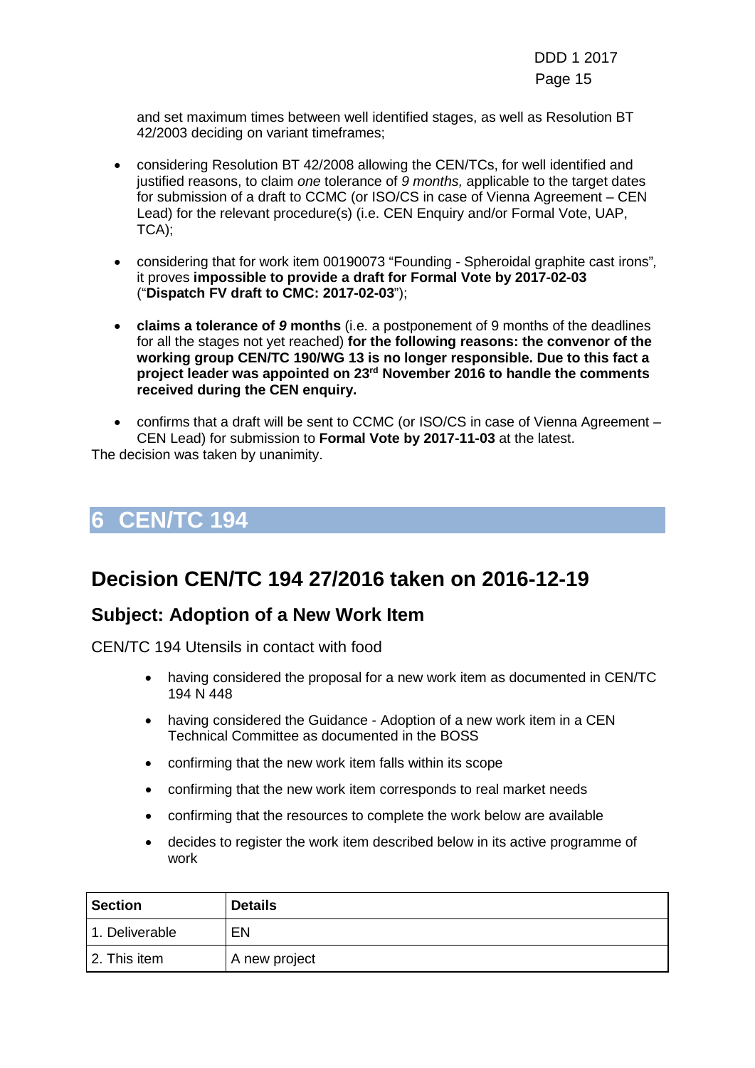and set maximum times between well identified stages, as well as Resolution BT 42/2003 deciding on variant timeframes;

- considering Resolution BT 42/2008 allowing the CEN/TCs, for well identified and justified reasons, to claim *one* tolerance of *9 months,* applicable to the target dates for submission of a draft to CCMC (or ISO/CS in case of Vienna Agreement – CEN Lead) for the relevant procedure(s) (i.e. CEN Enquiry and/or Formal Vote, UAP, TCA);

- considering that for work item 00190073 "Founding - Spheroidal graphite cast irons", it proves **impossible to provide a draft for Formal Vote by 2017-02-03** ("**Dispatch FV draft to CMC: 2017-02-03**");

- **claims a tolerance of *9* months** (i.e. a postponement of 9 months of the deadlines for all the stages not yet reached) **for the following reasons: the convenor of the working group CEN/TC 190/WG 13 is no longer responsible. Due to this fact a project leader was appointed on 23rd November 2016 to handle the comments received during the CEN enquiry.**

- confirms that a draft will be sent to CCMC (or ISO/CS in case of Vienna Agreement – CEN Lead) for submission to **Formal Vote by 2017-11-03** at the latest.

The decision was taken by unanimity.

# 6 CEN/TC 194

## Decision CEN/TC 194 27/2016 taken on 2016-12-19

### Subject: Adoption of a New Work Item

CEN/TC 194 Utensils in contact with food

- having considered the proposal for a new work item as documented in CEN/TC 194 N 448
- having considered the Guidance - Adoption of a new work item in a CEN Technical Committee as documented in the BOSS
- confirming that the new work item falls within its scope
- confirming that the new work item corresponds to real market needs
- confirming that the resources to complete the work below are available
- decides to register the work item described below in its active programme of work

| Section | Details |
|---|---|
| 1. Deliverable | EN |
| 2. This item | A new project |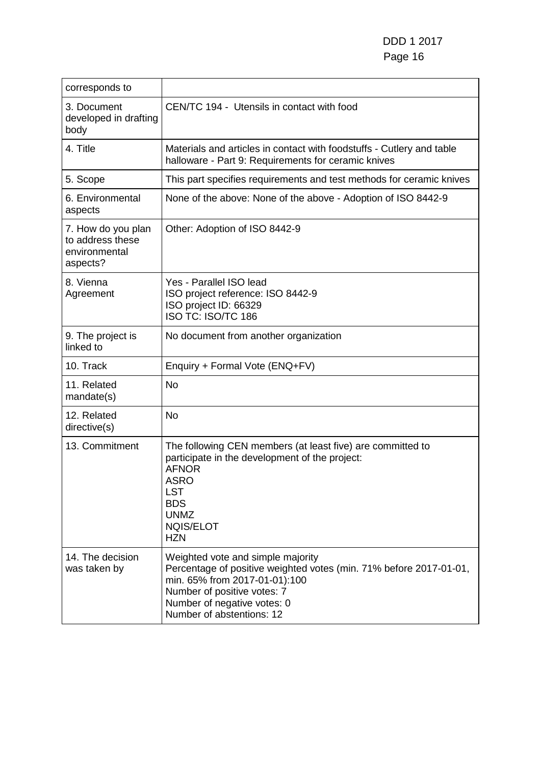| corresponds to | |
|---|---|
| 3. Document developed in drafting body | CEN/TC 194 - Utensils in contact with food |
| 4. Title | Materials and articles in contact with foodstuffs - Cutlery and table halloware - Part 9: Requirements for ceramic knives |
| 5. Scope | This part specifies requirements and test methods for ceramic knives |
| 6. Environmental aspects | None of the above: None of the above - Adoption of ISO 8442-9 |
| 7. How do you plan to address these environmental aspects? | Other: Adoption of ISO 8442-9 |
| 8. Vienna Agreement | Yes - Parallel ISO lead<br>ISO project reference: ISO 8442-9<br>ISO project ID: 66329<br>ISO TC: ISO/TC 186 |
| 9. The project is linked to | No document from another organization |
| 10. Track | Enquiry + Formal Vote (ENQ+FV) |
| 11. Related mandate(s) | No |
| 12. Related directive(s) | No |
| 13. Commitment | The following CEN members (at least five) are committed to participate in the development of the project:<br>AFNOR<br>ASRO<br>LST<br>BDS<br>UNMZ<br>NQIS/ELOT<br>HZN |
| 14. The decision was taken by | Weighted vote and simple majority<br>Percentage of positive weighted votes (min. 71% before 2017-01-01, min. 65% from 2017-01-01):100<br>Number of positive votes: 7<br>Number of negative votes: 0<br>Number of abstentions: 12 |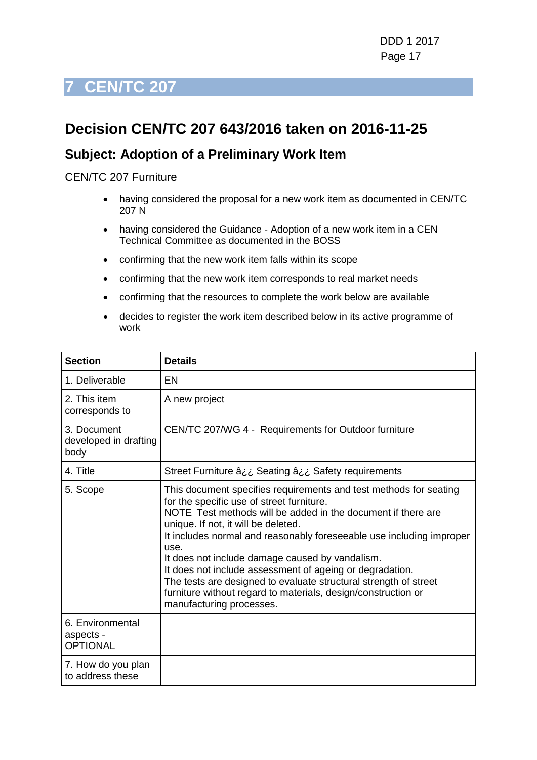# 7 CEN/TC 207

## Decision CEN/TC 207 643/2016 taken on 2016-11-25

### Subject: Adoption of a Preliminary Work Item

CEN/TC 207 Furniture

- having considered the proposal for a new work item as documented in CEN/TC 207 N
- having considered the Guidance - Adoption of a new work item in a CEN Technical Committee as documented in the BOSS
- confirming that the new work item falls within its scope
- confirming that the new work item corresponds to real market needs
- confirming that the resources to complete the work below are available
- decides to register the work item described below in its active programme of work

| Section | Details |
|---|---|
| 1. Deliverable | EN |
| 2. This item corresponds to | A new project |
| 3. Document developed in drafting body | CEN/TC 207/WG 4 - Requirements for Outdoor furniture |
| 4. Title | Street Furniture â¿¿ Seating â¿¿ Safety requirements |
| 5. Scope | This document specifies requirements and test methods for seating for the specific use of street furniture.<br>NOTE Test methods will be added in the document if there are unique. If not, it will be deleted.<br>It includes normal and reasonably foreseeable use including improper use.<br>It does not include damage caused by vandalism.<br>It does not include assessment of ageing or degradation.<br>The tests are designed to evaluate structural strength of street furniture without regard to materials, design/construction or manufacturing processes. |
| 6. Environmental aspects - OPTIONAL | |
| 7. How do you plan to address these | |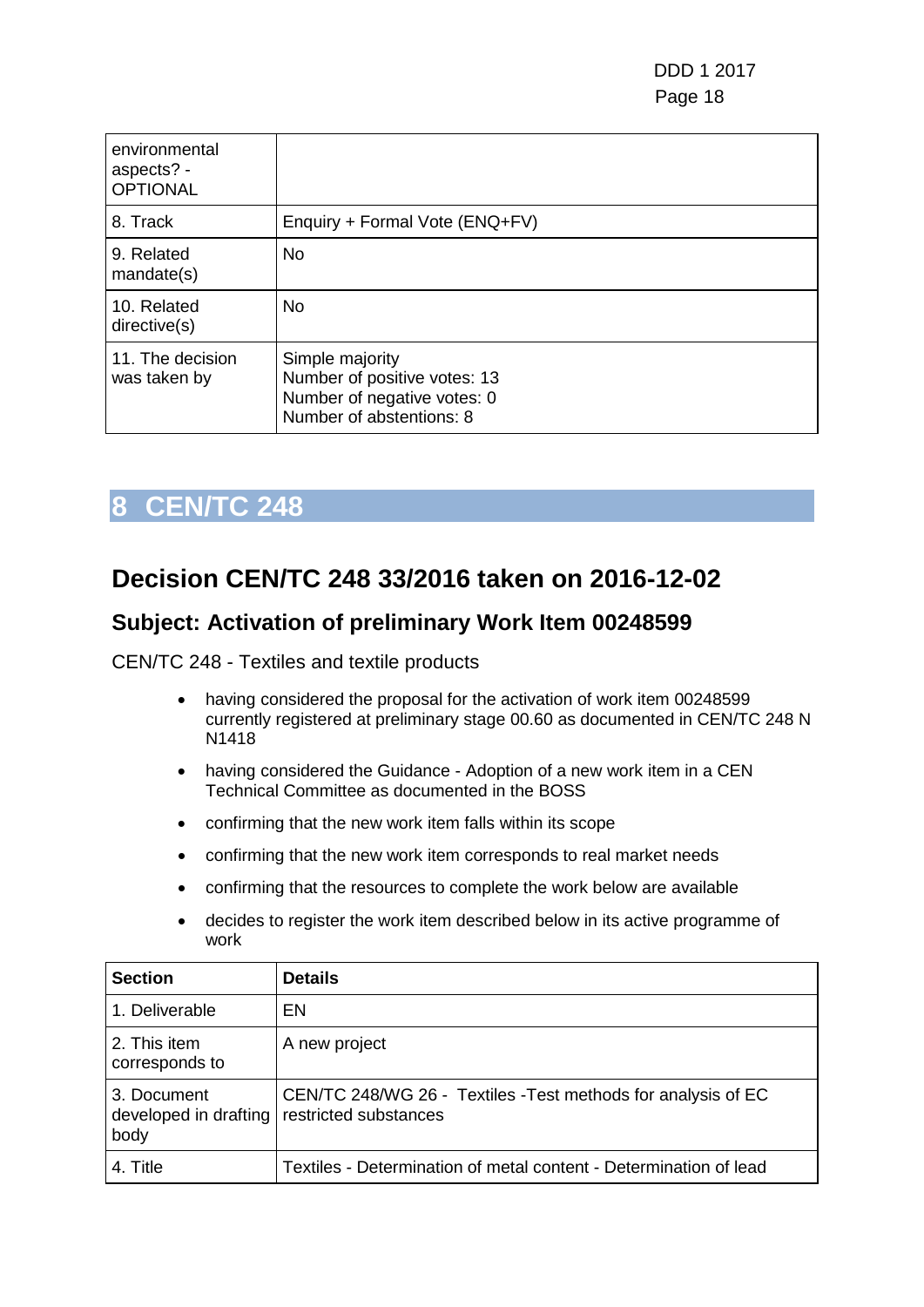| | |
|---|---|
| environmental aspects? - OPTIONAL | |
| 8. Track | Enquiry + Formal Vote (ENQ+FV) |
| 9. Related mandate(s) | No |
| 10. Related directive(s) | No |
| 11. The decision was taken by | Simple majority<br>Number of positive votes: 13<br>Number of negative votes: 0<br>Number of abstentions: 8 |

# 8 CEN/TC 248

## Decision CEN/TC 248 33/2016 taken on 2016-12-02

### Subject: Activation of preliminary Work Item 00248599

CEN/TC 248 - Textiles and textile products

- having considered the proposal for the activation of work item 00248599 currently registered at preliminary stage 00.60 as documented in CEN/TC 248 N N1418
- having considered the Guidance - Adoption of a new work item in a CEN Technical Committee as documented in the BOSS
- confirming that the new work item falls within its scope
- confirming that the new work item corresponds to real market needs
- confirming that the resources to complete the work below are available
- decides to register the work item described below in its active programme of work

| Section | Details |
|---|---|
| 1. Deliverable | EN |
| 2. This item corresponds to | A new project |
| 3. Document developed in drafting body | CEN/TC 248/WG 26 - Textiles -Test methods for analysis of EC restricted substances |
| 4. Title | Textiles - Determination of metal content - Determination of lead |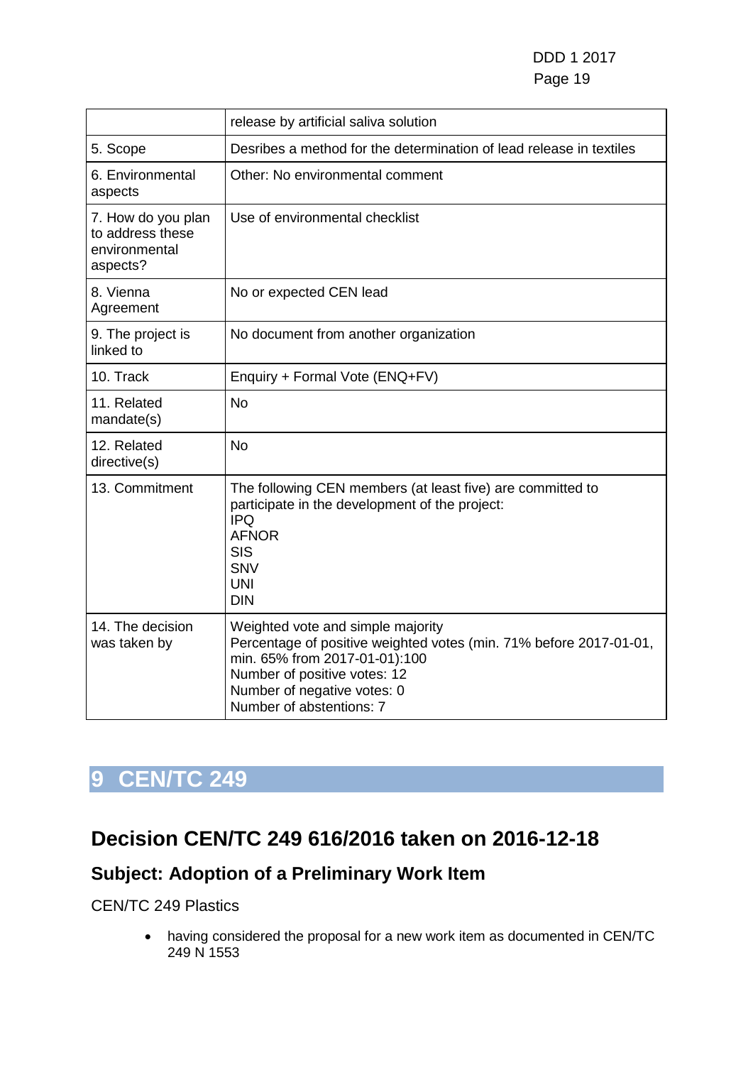|  |  |
|---|---|
|  | release by artificial saliva solution |
| 5. Scope | Desribes a method for the determination of lead release in textiles |
| 6. Environmental aspects | Other: No environmental comment |
| 7. How do you plan to address these environmental aspects? | Use of environmental checklist |
| 8. Vienna Agreement | No or expected CEN lead |
| 9. The project is linked to | No document from another organization |
| 10. Track | Enquiry + Formal Vote (ENQ+FV) |
| 11. Related mandate(s) | No |
| 12. Related directive(s) | No |
| 13. Commitment | The following CEN members (at least five) are committed to participate in the development of the project:<br>IPQ<br>AFNOR<br>SIS<br>SNV<br>UNI<br>DIN |
| 14. The decision was taken by | Weighted vote and simple majority<br>Percentage of positive weighted votes (min. 71% before 2017-01-01, min. 65% from 2017-01-01):100<br>Number of positive votes: 12<br>Number of negative votes: 0<br>Number of abstentions: 7 |

# 9 CEN/TC 249

## Decision CEN/TC 249 616/2016 taken on 2016-12-18

### Subject: Adoption of a Preliminary Work Item

CEN/TC 249 Plastics

- having considered the proposal for a new work item as documented in CEN/TC 249 N 1553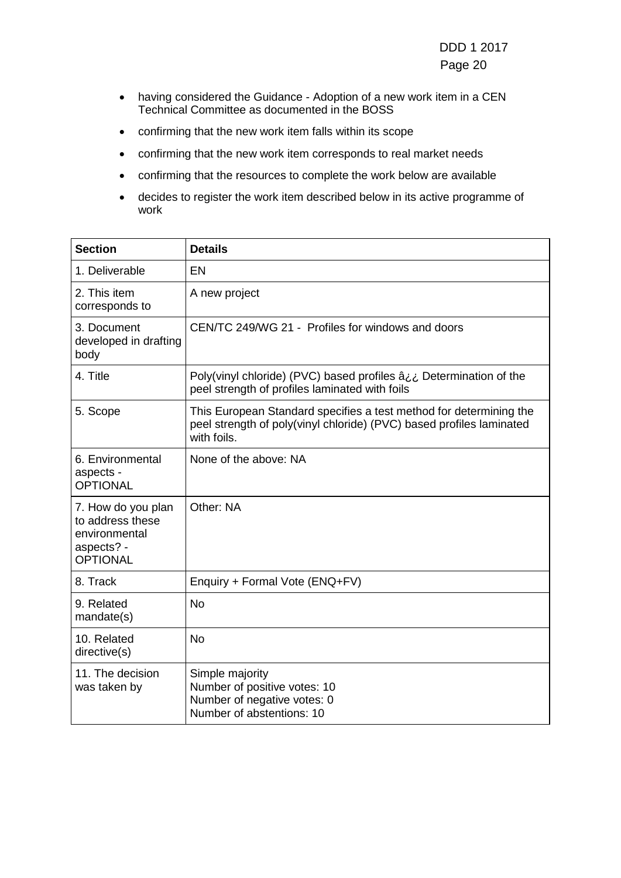- having considered the Guidance - Adoption of a new work item in a CEN Technical Committee as documented in the BOSS
- confirming that the new work item falls within its scope
- confirming that the new work item corresponds to real market needs
- confirming that the resources to complete the work below are available
- decides to register the work item described below in its active programme of work

| Section | Details |
|---|---|
| 1. Deliverable | EN |
| 2. This item corresponds to | A new project |
| 3. Document developed in drafting body | CEN/TC 249/WG 21 - Profiles for windows and doors |
| 4. Title | Poly(vinyl chloride) (PVC) based profiles â¿¿ Determination of the peel strength of profiles laminated with foils |
| 5. Scope | This European Standard specifies a test method for determining the peel strength of poly(vinyl chloride) (PVC) based profiles laminated with foils. |
| 6. Environmental aspects - OPTIONAL | None of the above: NA |
| 7. How do you plan to address these environmental aspects? - OPTIONAL | Other: NA |
| 8. Track | Enquiry + Formal Vote (ENQ+FV) |
| 9. Related mandate(s) | No |
| 10. Related directive(s) | No |
| 11. The decision was taken by | Simple majority<br>Number of positive votes: 10<br>Number of negative votes: 0<br>Number of abstentions: 10 |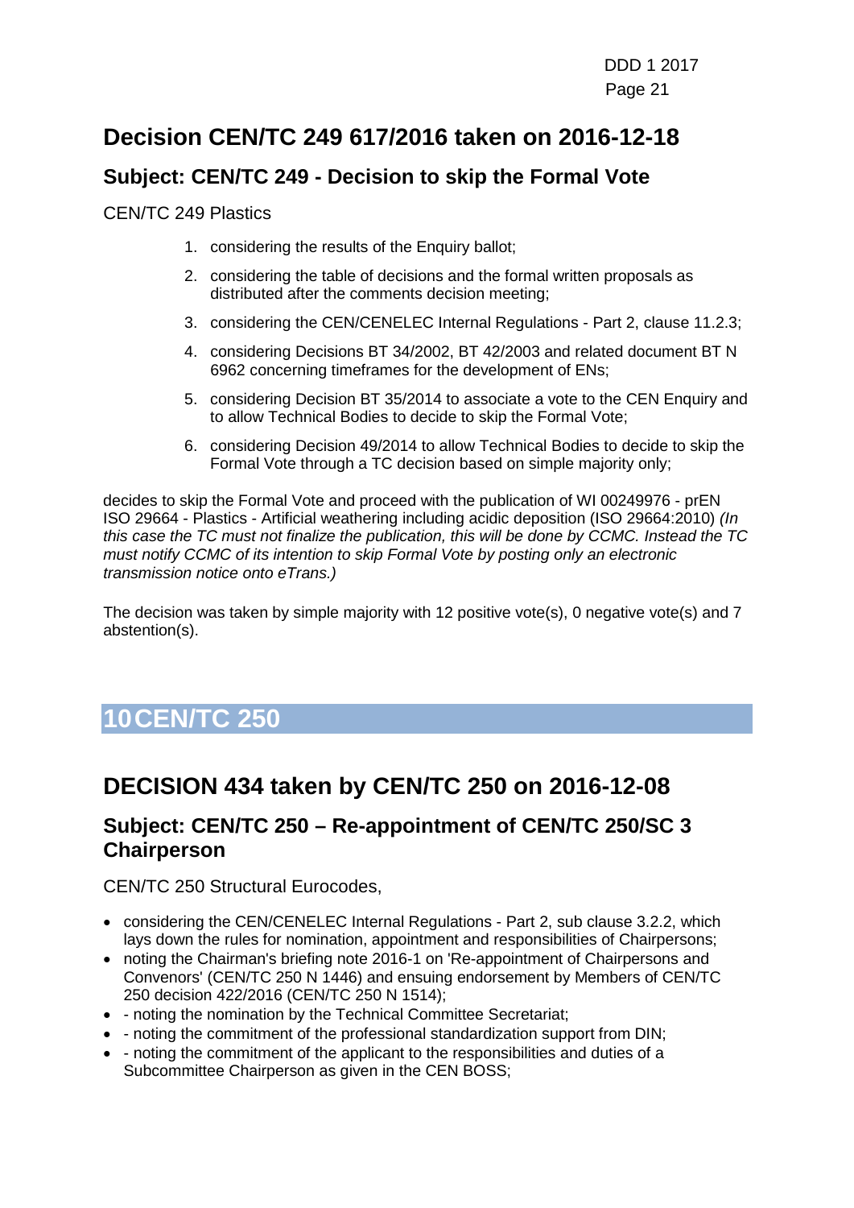## Decision CEN/TC 249 617/2016 taken on 2016-12-18

### Subject: CEN/TC 249 - Decision to skip the Formal Vote

CEN/TC 249 Plastics

1. considering the results of the Enquiry ballot;
2. considering the table of decisions and the formal written proposals as distributed after the comments decision meeting;
3. considering the CEN/CENELEC Internal Regulations - Part 2, clause 11.2.3;
4. considering Decisions BT 34/2002, BT 42/2003 and related document BT N 6962 concerning timeframes for the development of ENs;
5. considering Decision BT 35/2014 to associate a vote to the CEN Enquiry and to allow Technical Bodies to decide to skip the Formal Vote;
6. considering Decision 49/2014 to allow Technical Bodies to decide to skip the Formal Vote through a TC decision based on simple majority only;

decides to skip the Formal Vote and proceed with the publication of WI 00249976 - prEN ISO 29664 - Plastics - Artificial weathering including acidic deposition (ISO 29664:2010) *(In this case the TC must not finalize the publication, this will be done by CCMC. Instead the TC must notify CCMC of its intention to skip Formal Vote by posting only an electronic transmission notice onto eTrans.)*

The decision was taken by simple majority with 12 positive vote(s), 0 negative vote(s) and 7 abstention(s).

# 10 CEN/TC 250

## DECISION 434 taken by CEN/TC 250 on 2016-12-08

### Subject: CEN/TC 250 – Re-appointment of CEN/TC 250/SC 3 Chairperson

CEN/TC 250 Structural Eurocodes,

- considering the CEN/CENELEC Internal Regulations - Part 2, sub clause 3.2.2, which lays down the rules for nomination, appointment and responsibilities of Chairpersons;
- noting the Chairman's briefing note 2016-1 on 'Re-appointment of Chairpersons and Convenors' (CEN/TC 250 N 1446) and ensuing endorsement by Members of CEN/TC 250 decision 422/2016 (CEN/TC 250 N 1514);
- - noting the nomination by the Technical Committee Secretariat;
- - noting the commitment of the professional standardization support from DIN;
- - noting the commitment of the applicant to the responsibilities and duties of a Subcommittee Chairperson as given in the CEN BOSS;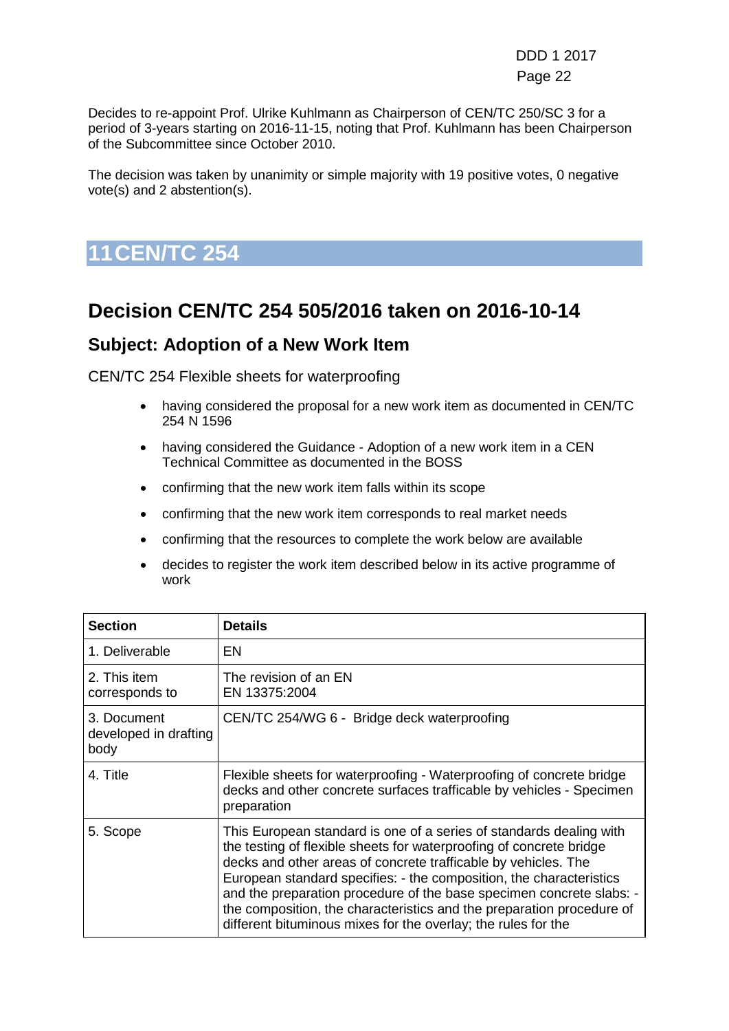Decides to re-appoint Prof. Ulrike Kuhlmann as Chairperson of CEN/TC 250/SC 3 for a period of 3-years starting on 2016-11-15, noting that Prof. Kuhlmann has been Chairperson of the Subcommittee since October 2010.

The decision was taken by unanimity or simple majority with 19 positive votes, 0 negative vote(s) and 2 abstention(s).

# 11 CEN/TC 254

## Decision CEN/TC 254 505/2016 taken on 2016-10-14

### Subject: Adoption of a New Work Item

CEN/TC 254 Flexible sheets for waterproofing

- having considered the proposal for a new work item as documented in CEN/TC 254 N 1596
- having considered the Guidance - Adoption of a new work item in a CEN Technical Committee as documented in the BOSS
- confirming that the new work item falls within its scope
- confirming that the new work item corresponds to real market needs
- confirming that the resources to complete the work below are available
- decides to register the work item described below in its active programme of work

| Section | Details |
|---|---|
| 1. Deliverable | EN |
| 2. This item corresponds to | The revision of an EN<br>EN 13375:2004 |
| 3. Document developed in drafting body | CEN/TC 254/WG 6 - Bridge deck waterproofing |
| 4. Title | Flexible sheets for waterproofing - Waterproofing of concrete bridge decks and other concrete surfaces trafficable by vehicles - Specimen preparation |
| 5. Scope | This European standard is one of a series of standards dealing with the testing of flexible sheets for waterproofing of concrete bridge decks and other areas of concrete trafficable by vehicles. The European standard specifies: - the composition, the characteristics and the preparation procedure of the base specimen concrete slabs: - the composition, the characteristics and the preparation procedure of different bituminous mixes for the overlay; the rules for the |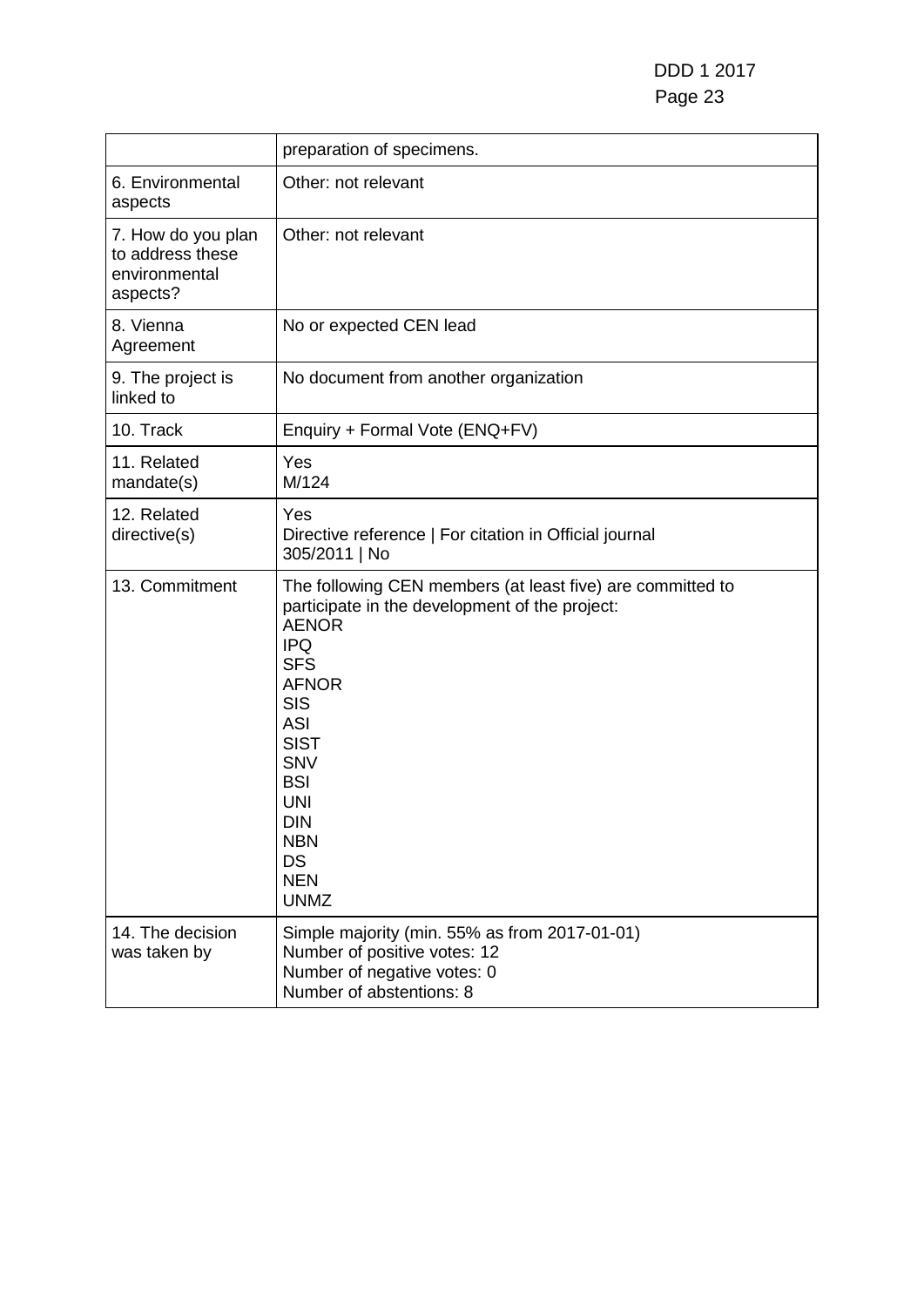| | |
|---|---|
| | preparation of specimens. |
| 6. Environmental aspects | Other: not relevant |
| 7. How do you plan to address these environmental aspects? | Other: not relevant |
| 8. Vienna Agreement | No or expected CEN lead |
| 9. The project is linked to | No document from another organization |
| 10. Track | Enquiry + Formal Vote (ENQ+FV) |
| 11. Related mandate(s) | Yes<br>M/124 |
| 12. Related directive(s) | Yes<br>Directive reference \| For citation in Official journal<br>305/2011 \| No |
| 13. Commitment | The following CEN members (at least five) are committed to participate in the development of the project:<br>AENOR<br>IPQ<br>SFS<br>AFNOR<br>SIS<br>ASI<br>SIST<br>SNV<br>BSI<br>UNI<br>DIN<br>NBN<br>DS<br>NEN<br>UNMZ |
| 14. The decision was taken by | Simple majority (min. 55% as from 2017-01-01)<br>Number of positive votes: 12<br>Number of negative votes: 0<br>Number of abstentions: 8 |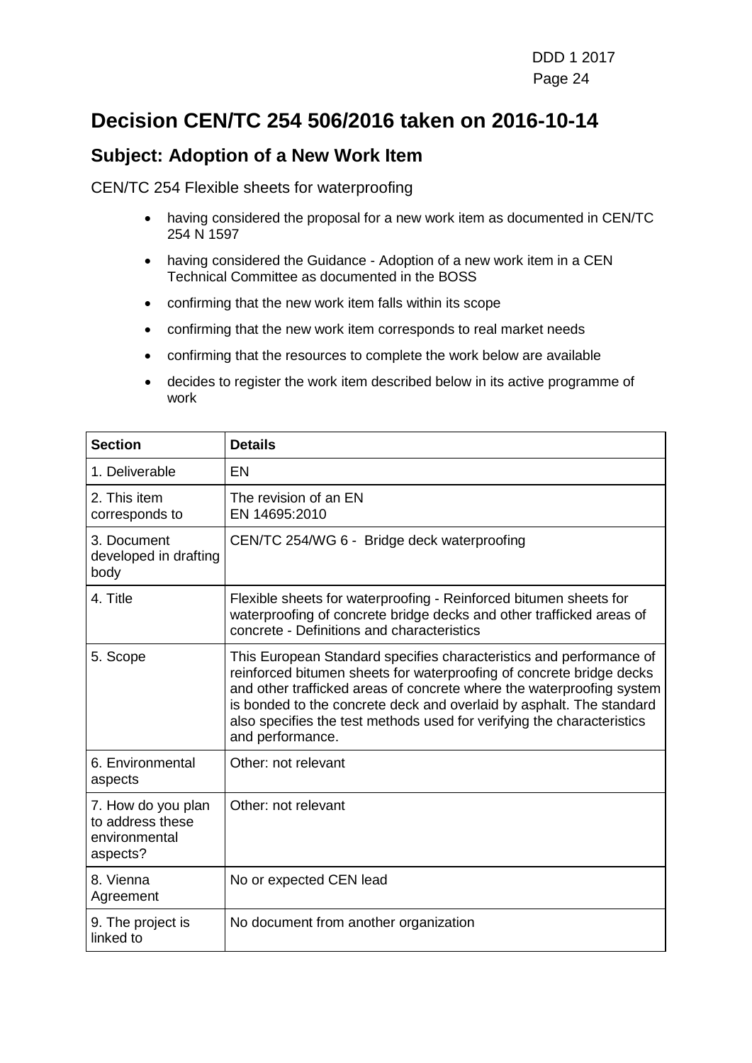# Decision CEN/TC 254 506/2016 taken on 2016-10-14

## Subject: Adoption of a New Work Item

CEN/TC 254 Flexible sheets for waterproofing

- having considered the proposal for a new work item as documented in CEN/TC 254 N 1597
- having considered the Guidance - Adoption of a new work item in a CEN Technical Committee as documented in the BOSS
- confirming that the new work item falls within its scope
- confirming that the new work item corresponds to real market needs
- confirming that the resources to complete the work below are available
- decides to register the work item described below in its active programme of work

| Section | Details |
|---|---|
| 1. Deliverable | EN |
| 2. This item corresponds to | The revision of an EN<br>EN 14695:2010 |
| 3. Document developed in drafting body | CEN/TC 254/WG 6 - Bridge deck waterproofing |
| 4. Title | Flexible sheets for waterproofing - Reinforced bitumen sheets for waterproofing of concrete bridge decks and other trafficked areas of concrete - Definitions and characteristics |
| 5. Scope | This European Standard specifies characteristics and performance of reinforced bitumen sheets for waterproofing of concrete bridge decks and other trafficked areas of concrete where the waterproofing system is bonded to the concrete deck and overlaid by asphalt. The standard also specifies the test methods used for verifying the characteristics and performance. |
| 6. Environmental aspects | Other: not relevant |
| 7. How do you plan to address these environmental aspects? | Other: not relevant |
| 8. Vienna Agreement | No or expected CEN lead |
| 9. The project is linked to | No document from another organization |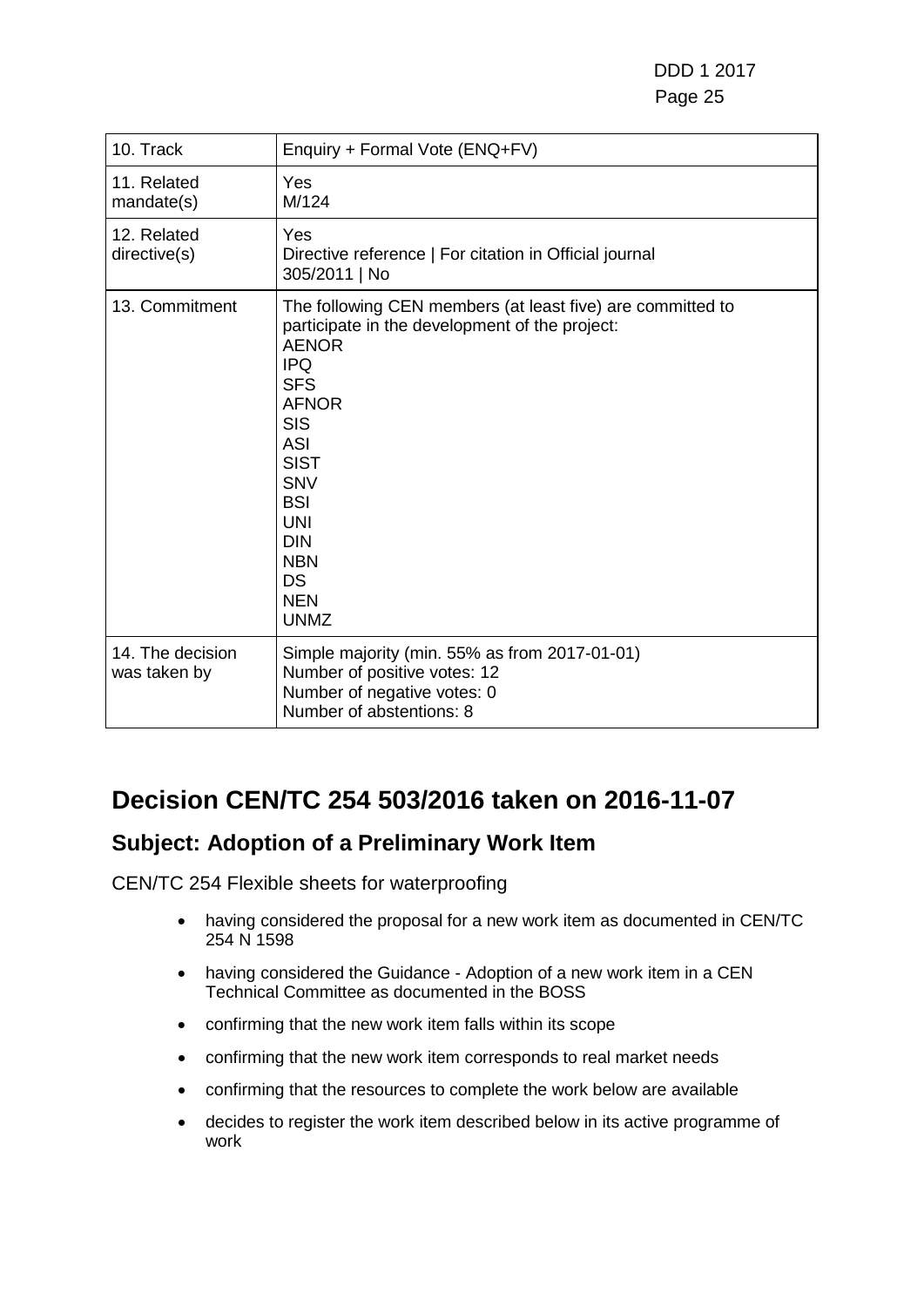| | |
|---|---|
| 10. Track | Enquiry + Formal Vote (ENQ+FV) |
| 11. Related mandate(s) | Yes<br>M/124 |
| 12. Related directive(s) | Yes<br>Directive reference \| For citation in Official journal<br>305/2011 \| No |
| 13. Commitment | The following CEN members (at least five) are committed to participate in the development of the project:<br>AENOR<br>IPQ<br>SFS<br>AFNOR<br>SIS<br>ASI<br>SIST<br>SNV<br>BSI<br>UNI<br>DIN<br>NBN<br>DS<br>NEN<br>UNMZ |
| 14. The decision was taken by | Simple majority (min. 55% as from 2017-01-01)<br>Number of positive votes: 12<br>Number of negative votes: 0<br>Number of abstentions: 8 |

# Decision CEN/TC 254 503/2016 taken on 2016-11-07

## Subject: Adoption of a Preliminary Work Item

CEN/TC 254 Flexible sheets for waterproofing

- having considered the proposal for a new work item as documented in CEN/TC 254 N 1598
- having considered the Guidance - Adoption of a new work item in a CEN Technical Committee as documented in the BOSS
- confirming that the new work item falls within its scope
- confirming that the new work item corresponds to real market needs
- confirming that the resources to complete the work below are available
- decides to register the work item described below in its active programme of work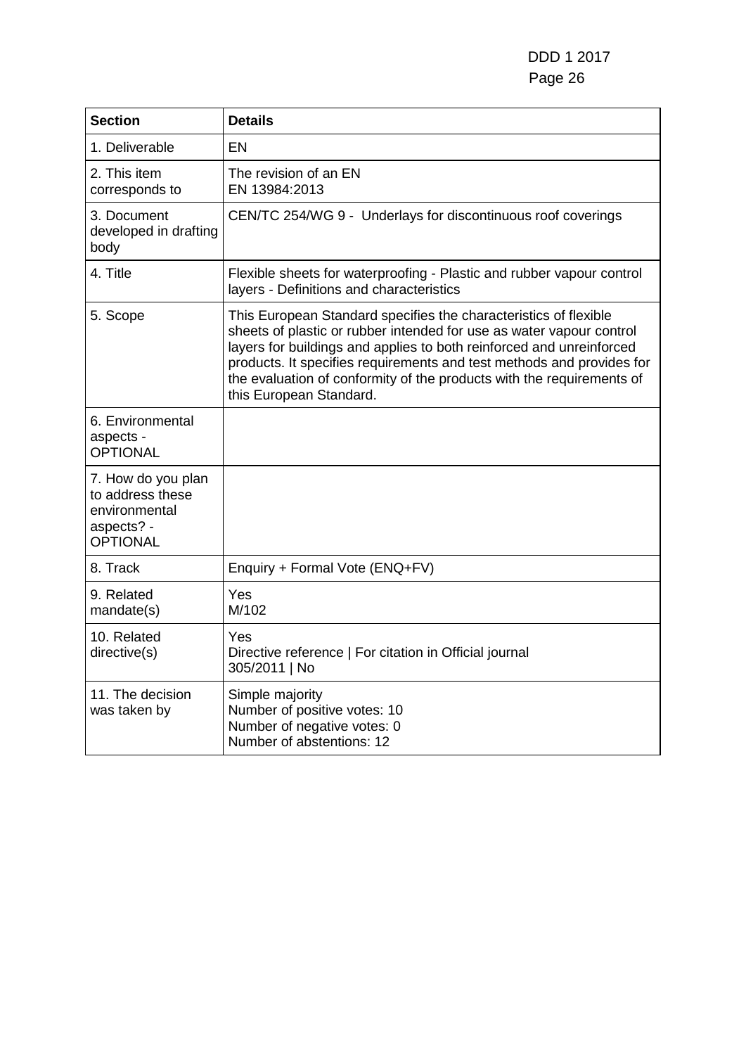| Section | Details |
|---|---|
| 1. Deliverable | EN |
| 2. This item corresponds to | The revision of an EN<br>EN 13984:2013 |
| 3. Document developed in drafting body | CEN/TC 254/WG 9 - Underlays for discontinuous roof coverings |
| 4. Title | Flexible sheets for waterproofing - Plastic and rubber vapour control layers - Definitions and characteristics |
| 5. Scope | This European Standard specifies the characteristics of flexible sheets of plastic or rubber intended for use as water vapour control layers for buildings and applies to both reinforced and unreinforced products. It specifies requirements and test methods and provides for the evaluation of conformity of the products with the requirements of this European Standard. |
| 6. Environmental aspects - OPTIONAL | |
| 7. How do you plan to address these environmental aspects? - OPTIONAL | |
| 8. Track | Enquiry + Formal Vote (ENQ+FV) |
| 9. Related mandate(s) | Yes<br>M/102 |
| 10. Related directive(s) | Yes<br>Directive reference \| For citation in Official journal<br>305/2011 \| No |
| 11. The decision was taken by | Simple majority<br>Number of positive votes: 10<br>Number of negative votes: 0<br>Number of abstentions: 12 |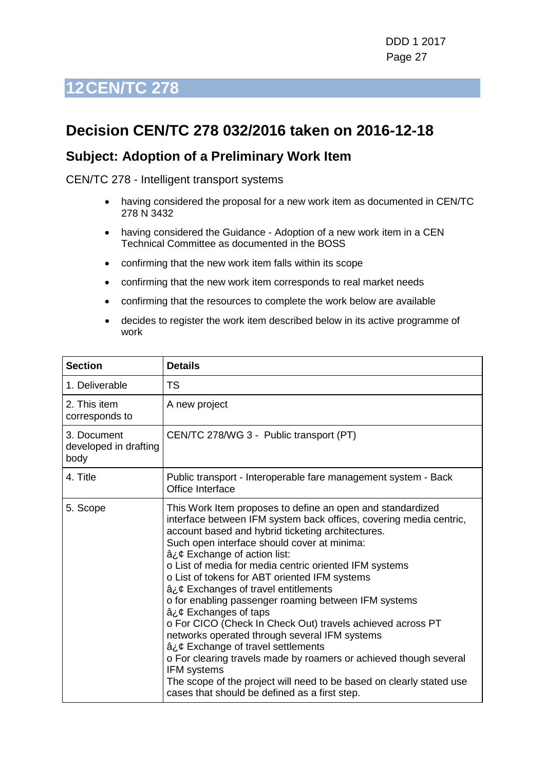# 12 CEN/TC 278

## Decision CEN/TC 278 032/2016 taken on 2016-12-18

### Subject: Adoption of a Preliminary Work Item

CEN/TC 278 - Intelligent transport systems

- having considered the proposal for a new work item as documented in CEN/TC 278 N 3432
- having considered the Guidance - Adoption of a new work item in a CEN Technical Committee as documented in the BOSS
- confirming that the new work item falls within its scope
- confirming that the new work item corresponds to real market needs
- confirming that the resources to complete the work below are available
- decides to register the work item described below in its active programme of work

| Section | Details |
| --- | --- |
| 1. Deliverable | TS |
| 2. This item corresponds to | A new project |
| 3. Document developed in drafting body | CEN/TC 278/WG 3 - Public transport (PT) |
| 4. Title | Public transport - Interoperable fare management system - Back Office Interface |
| 5. Scope | This Work Item proposes to define an open and standardized interface between IFM system back offices, covering media centric, account based and hybrid ticketing architectures.<br>Such open interface should cover at minima:<br>â¿¢ Exchange of action list:<br>o List of media for media centric oriented IFM systems<br>o List of tokens for ABT oriented IFM systems<br>â¿¢ Exchanges of travel entitlements<br>o for enabling passenger roaming between IFM systems<br>â¿¢ Exchanges of taps<br>o For CICO (Check In Check Out) travels achieved across PT networks operated through several IFM systems<br>â¿¢ Exchange of travel settlements<br>o For clearing travels made by roamers or achieved though several IFM systems<br>The scope of the project will need to be based on clearly stated use cases that should be defined as a first step. |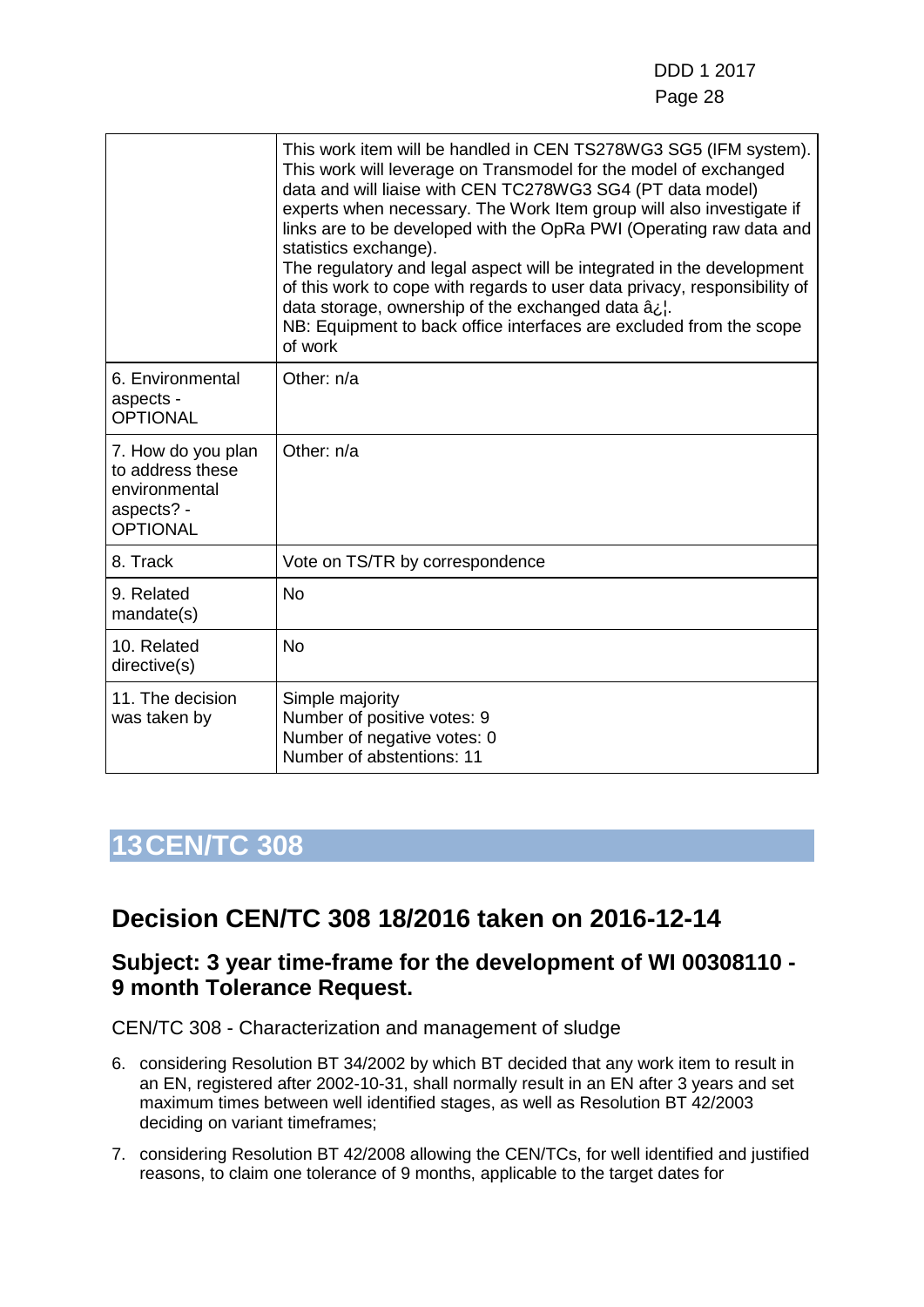| | |
|---|---|
| | This work item will be handled in CEN TS278WG3 SG5 (IFM system). This work will leverage on Transmodel for the model of exchanged data and will liaise with CEN TC278WG3 SG4 (PT data model) experts when necessary. The Work Item group will also investigate if links are to be developed with the OpRa PWI (Operating raw data and statistics exchange). The regulatory and legal aspect will be integrated in the development of this work to cope with regards to user data privacy, responsibility of data storage, ownership of the exchanged data â¿¦. NB: Equipment to back office interfaces are excluded from the scope of work |
| 6. Environmental aspects - OPTIONAL | Other: n/a |
| 7. How do you plan to address these environmental aspects? - OPTIONAL | Other: n/a |
| 8. Track | Vote on TS/TR by correspondence |
| 9. Related mandate(s) | No |
| 10. Related directive(s) | No |
| 11. The decision was taken by | Simple majority<br>Number of positive votes: 9<br>Number of negative votes: 0<br>Number of abstentions: 11 |

# 13 CEN/TC 308

## Decision CEN/TC 308 18/2016 taken on 2016-12-14

### Subject: 3 year time-frame for the development of WI 00308110 - 9 month Tolerance Request.

CEN/TC 308 - Characterization and management of sludge

6. considering Resolution BT 34/2002 by which BT decided that any work item to result in an EN, registered after 2002-10-31, shall normally result in an EN after 3 years and set maximum times between well identified stages, as well as Resolution BT 42/2003 deciding on variant timeframes;
7. considering Resolution BT 42/2008 allowing the CEN/TCs, for well identified and justified reasons, to claim one tolerance of 9 months, applicable to the target dates for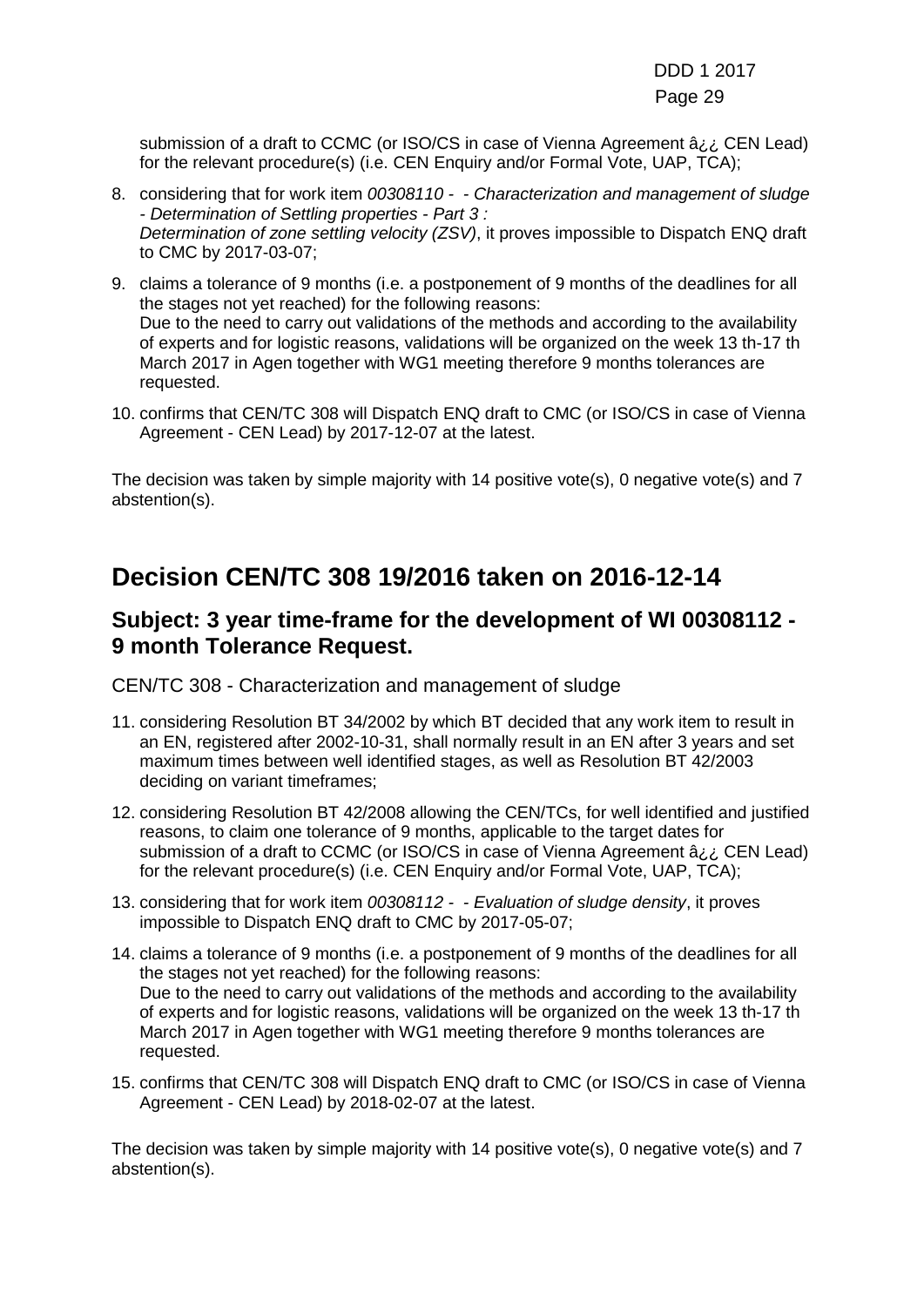submission of a draft to CCMC (or ISO/CS in case of Vienna Agreement â¿¿ CEN Lead) for the relevant procedure(s) (i.e. CEN Enquiry and/or Formal Vote, UAP, TCA);

8. considering that for work item *00308110 - - Characterization and management of sludge - Determination of Settling properties - Part 3 : Determination of zone settling velocity (ZSV)*, it proves impossible to Dispatch ENQ draft to CMC by 2017-03-07;
9. claims a tolerance of 9 months (i.e. a postponement of 9 months of the deadlines for all the stages not yet reached) for the following reasons:
   Due to the need to carry out validations of the methods and according to the availability of experts and for logistic reasons, validations will be organized on the week 13 th-17 th March 2017 in Agen together with WG1 meeting therefore 9 months tolerances are requested.
10. confirms that CEN/TC 308 will Dispatch ENQ draft to CMC (or ISO/CS in case of Vienna Agreement - CEN Lead) by 2017-12-07 at the latest.

The decision was taken by simple majority with 14 positive vote(s), 0 negative vote(s) and 7 abstention(s).

# Decision CEN/TC 308 19/2016 taken on 2016-12-14

## Subject: 3 year time-frame for the development of WI 00308112 - 9 month Tolerance Request.

CEN/TC 308 - Characterization and management of sludge

11. considering Resolution BT 34/2002 by which BT decided that any work item to result in an EN, registered after 2002-10-31, shall normally result in an EN after 3 years and set maximum times between well identified stages, as well as Resolution BT 42/2003 deciding on variant timeframes;
12. considering Resolution BT 42/2008 allowing the CEN/TCs, for well identified and justified reasons, to claim one tolerance of 9 months, applicable to the target dates for submission of a draft to CCMC (or ISO/CS in case of Vienna Agreement â¿¿ CEN Lead) for the relevant procedure(s) (i.e. CEN Enquiry and/or Formal Vote, UAP, TCA);
13. considering that for work item *00308112 - - Evaluation of sludge density*, it proves impossible to Dispatch ENQ draft to CMC by 2017-05-07;
14. claims a tolerance of 9 months (i.e. a postponement of 9 months of the deadlines for all the stages not yet reached) for the following reasons:
    Due to the need to carry out validations of the methods and according to the availability of experts and for logistic reasons, validations will be organized on the week 13 th-17 th March 2017 in Agen together with WG1 meeting therefore 9 months tolerances are requested.
15. confirms that CEN/TC 308 will Dispatch ENQ draft to CMC (or ISO/CS in case of Vienna Agreement - CEN Lead) by 2018-02-07 at the latest.

The decision was taken by simple majority with 14 positive vote(s), 0 negative vote(s) and 7 abstention(s).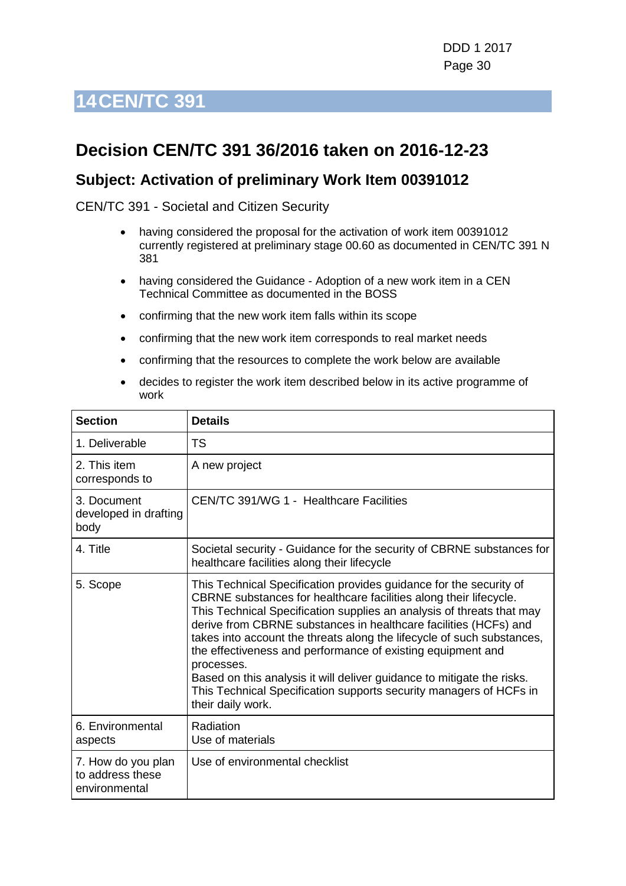# 14 CEN/TC 391

## Decision CEN/TC 391 36/2016 taken on 2016-12-23

### Subject: Activation of preliminary Work Item 00391012

CEN/TC 391 - Societal and Citizen Security

- having considered the proposal for the activation of work item 00391012 currently registered at preliminary stage 00.60 as documented in CEN/TC 391 N 381
- having considered the Guidance - Adoption of a new work item in a CEN Technical Committee as documented in the BOSS
- confirming that the new work item falls within its scope
- confirming that the new work item corresponds to real market needs
- confirming that the resources to complete the work below are available
- decides to register the work item described below in its active programme of work

| Section | Details |
|---|---|
| 1. Deliverable | TS |
| 2. This item corresponds to | A new project |
| 3. Document developed in drafting body | CEN/TC 391/WG 1 - Healthcare Facilities |
| 4. Title | Societal security - Guidance for the security of CBRNE substances for healthcare facilities along their lifecycle |
| 5. Scope | This Technical Specification provides guidance for the security of CBRNE substances for healthcare facilities along their lifecycle.<br>This Technical Specification supplies an analysis of threats that may derive from CBRNE substances in healthcare facilities (HCFs) and takes into account the threats along the lifecycle of such substances, the effectiveness and performance of existing equipment and processes.<br>Based on this analysis it will deliver guidance to mitigate the risks.<br>This Technical Specification supports security managers of HCFs in their daily work. |
| 6. Environmental aspects | Radiation<br>Use of materials |
| 7. How do you plan to address these environmental | Use of environmental checklist |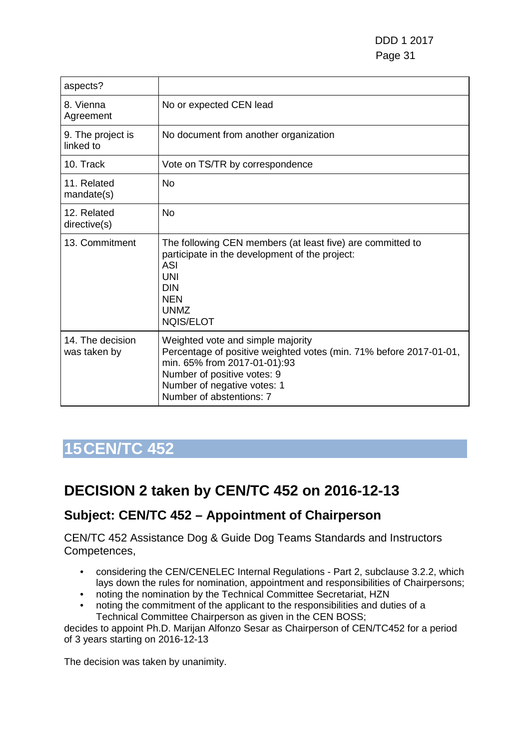| | |
|---|---|
| aspects? | |
| 8. Vienna Agreement | No or expected CEN lead |
| 9. The project is linked to | No document from another organization |
| 10. Track | Vote on TS/TR by correspondence |
| 11. Related mandate(s) | No |
| 12. Related directive(s) | No |
| 13. Commitment | The following CEN members (at least five) are committed to participate in the development of the project:<br>ASI<br>UNI<br>DIN<br>NEN<br>UNMZ<br>NQIS/ELOT |
| 14. The decision was taken by | Weighted vote and simple majority<br>Percentage of positive weighted votes (min. 71% before 2017-01-01, min. 65% from 2017-01-01):93<br>Number of positive votes: 9<br>Number of negative votes: 1<br>Number of abstentions: 7 |

# 15 CEN/TC 452

## DECISION 2 taken by CEN/TC 452 on 2016-12-13

### Subject: CEN/TC 452 – Appointment of Chairperson

CEN/TC 452 Assistance Dog & Guide Dog Teams Standards and Instructors Competences,

- considering the CEN/CENELEC Internal Regulations - Part 2, subclause 3.2.2, which lays down the rules for nomination, appointment and responsibilities of Chairpersons;
- noting the nomination by the Technical Committee Secretariat, HZN
- noting the commitment of the applicant to the responsibilities and duties of a Technical Committee Chairperson as given in the CEN BOSS;

decides to appoint Ph.D. Marijan Alfonzo Sesar as Chairperson of CEN/TC452 for a period of 3 years starting on 2016-12-13

The decision was taken by unanimity.